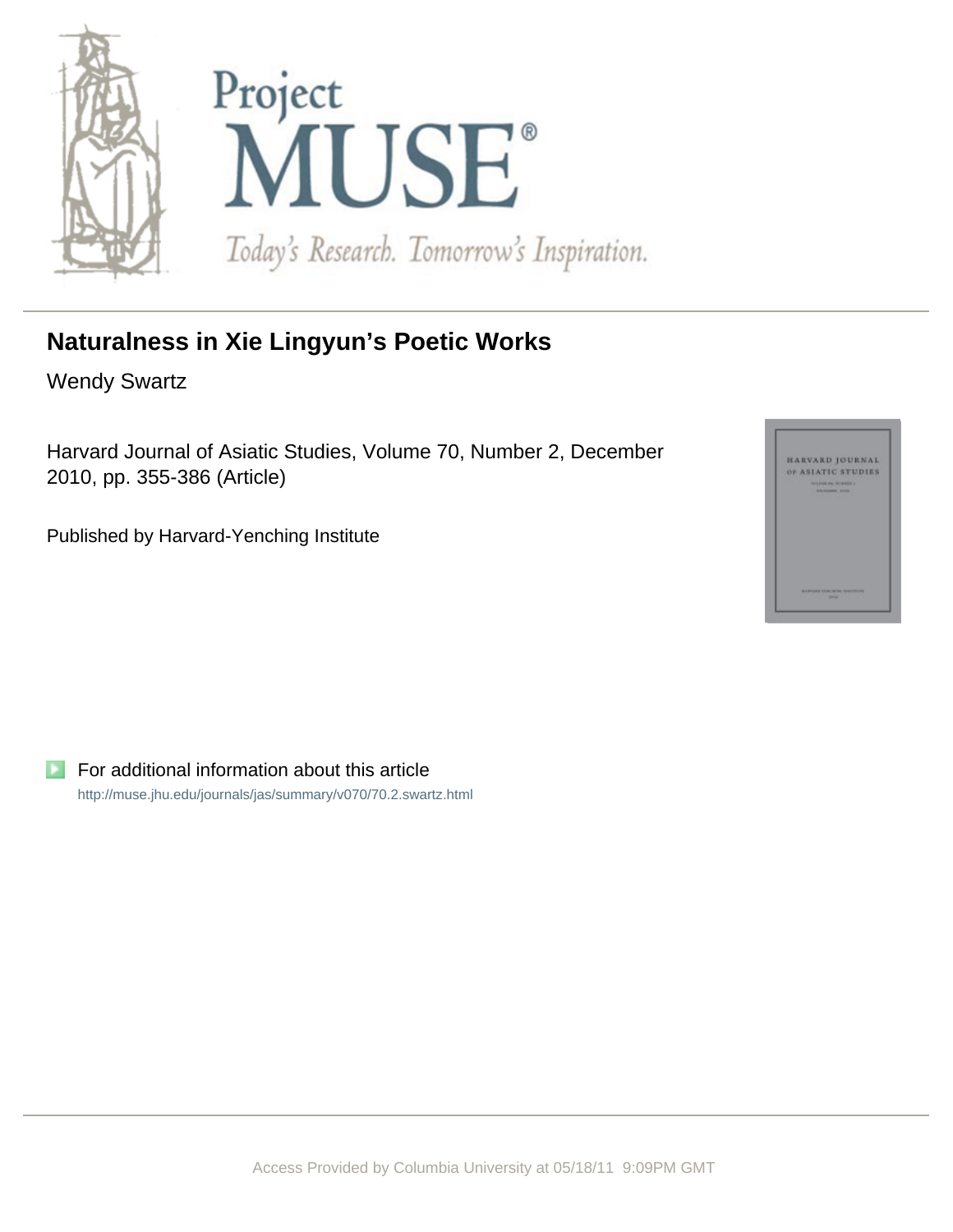# Naturalness in Xie Lingyun's Poetic Works

Wendy Swartz

Harvard Journal of Asiatic Studies, Volume 70, Number 2, December 2010, pp. 355-386 (Article)

Published by Harvard-Yenching Institute

For additional information about this article

http://muse.jhu.edu/journals/jas/summary/v070/70.2.swartz.html

Access Provided by Columbia University at 05/18/11 9:09PM GMT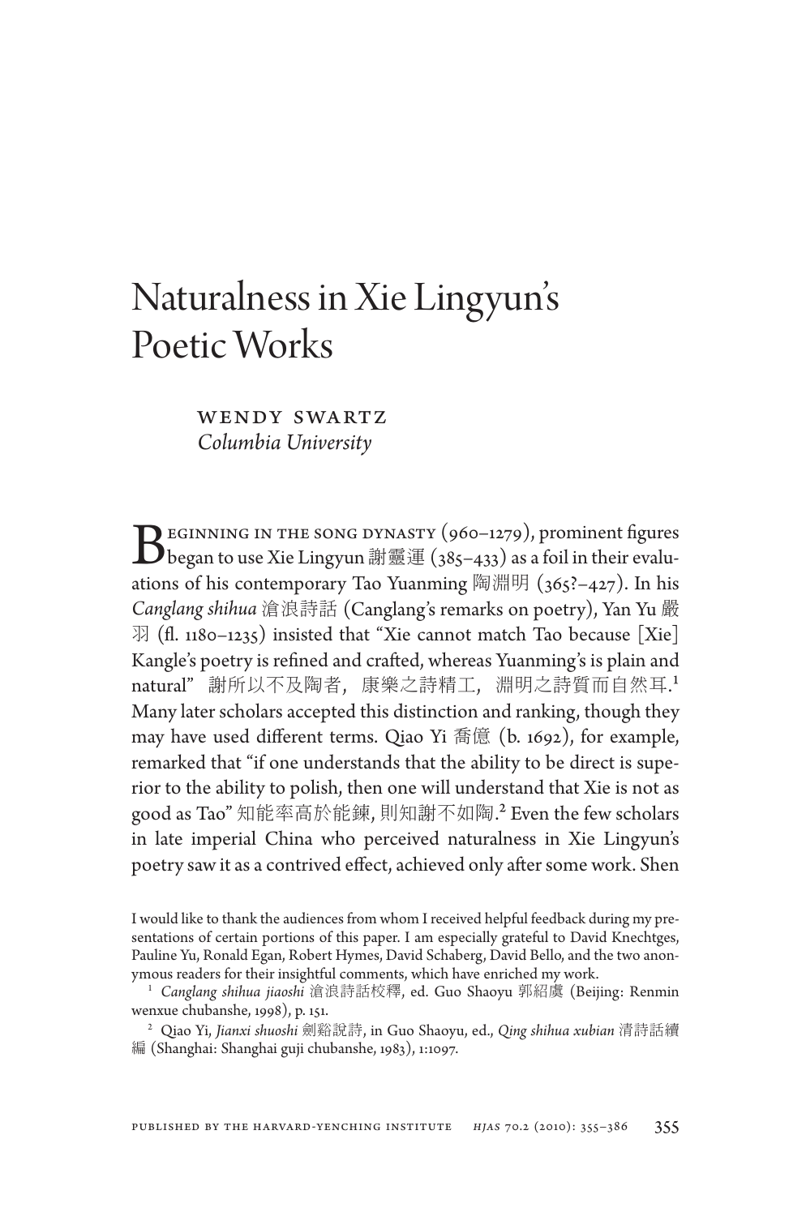# Naturalness in Xie Lingyun's Poetic Works

WENDY SWARTZ
*Columbia University*

BEGINNING IN THE SONG DYNASTY (960–1279), prominent figures began to use Xie Lingyun 謝靈運 (385–433) as a foil in their evaluations of his contemporary Tao Yuanming 陶淵明 (365?–427). In his *Canglang shihua* 滄浪詩話 (Canglang's remarks on poetry), Yan Yu 嚴羽 (fl. 1180–1235) insisted that "Xie cannot match Tao because [Xie] Kangle's poetry is refined and crafted, whereas Yuanming's is plain and natural" 謝所以不及陶者，康樂之詩精工，淵明之詩質而自然耳.[1] Many later scholars accepted this distinction and ranking, though they may have used different terms. Qiao Yi 喬億 (b. 1692), for example, remarked that "if one understands that the ability to be direct is superior to the ability to polish, then one will understand that Xie is not as good as Tao" 知能率高於能鍊, 則知謝不如陶.[2] Even the few scholars in late imperial China who perceived naturalness in Xie Lingyun's poetry saw it as a contrived effect, achieved only after some work. Shen

I would like to thank the audiences from whom I received helpful feedback during my presentations of certain portions of this paper. I am especially grateful to David Knechtges, Pauline Yu, Ronald Egan, Robert Hymes, David Schaberg, David Bello, and the two anonymous readers for their insightful comments, which have enriched my work.

[1] *Canglang shihua jiaoshi* 滄浪詩話校釋, ed. Guo Shaoyu 郭紹虞 (Beijing: Renmin wenxue chubanshe, 1998), p. 151.

[2] Qiao Yi, *Jianxi shuoshi* 劍谿說詩, in Guo Shaoyu, ed., *Qing shihua xubian* 清詩話續編 (Shanghai: Shanghai guji chubanshe, 1983), 1:1097.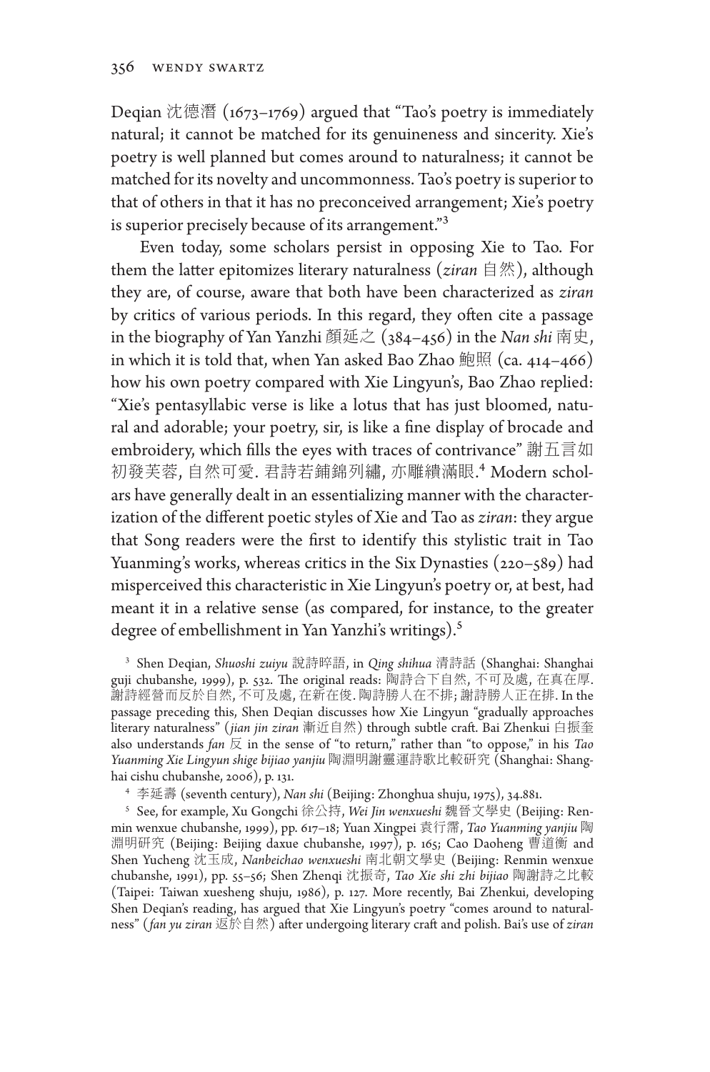Deqian 沈德潛 (1673–1769) argued that "Tao's poetry is immediately natural; it cannot be matched for its genuineness and sincerity. Xie's poetry is well planned but comes around to naturalness; it cannot be matched for its novelty and uncommonness. Tao's poetry is superior to that of others in that it has no preconceived arrangement; Xie's poetry is superior precisely because of its arrangement."[3]

Even today, some scholars persist in opposing Xie to Tao. For them the latter epitomizes literary naturalness (*ziran* 自然), although they are, of course, aware that both have been characterized as *ziran* by critics of various periods. In this regard, they often cite a passage in the biography of Yan Yanzhi 顏延之 (384–456) in the *Nan shi* 南史, in which it is told that, when Yan asked Bao Zhao 鮑照 (ca. 414–466) how his own poetry compared with Xie Lingyun's, Bao Zhao replied: "Xie's pentasyllabic verse is like a lotus that has just bloomed, natural and adorable; your poetry, sir, is like a fine display of brocade and embroidery, which fills the eyes with traces of contrivance" 謝五言如初發芙蓉, 自然可愛. 君詩若鋪錦列繡, 亦雕繢滿眼.[4] Modern scholars have generally dealt in an essentializing manner with the characterization of the different poetic styles of Xie and Tao as *ziran*: they argue that Song readers were the first to identify this stylistic trait in Tao Yuanming's works, whereas critics in the Six Dynasties (220–589) had misperceived this characteristic in Xie Lingyun's poetry or, at best, had meant it in a relative sense (as compared, for instance, to the greater degree of embellishment in Yan Yanzhi's writings).[5]

[3] Shen Deqian, *Shuoshi zuiyu* 說詩晬語, in *Qing shihua* 清詩話 (Shanghai: Shanghai guji chubanshe, 1999), p. 532. The original reads: 陶詩合下自然, 不可及處, 在真在厚. 謝詩經營而反於自然, 不可及處, 在新在俊. 陶詩勝人在不排; 謝詩勝人正在排. In the passage preceding this, Shen Deqian discusses how Xie Lingyun "gradually approaches literary naturalness" (*jian jin ziran* 漸近自然) through subtle craft. Bai Zhenkui 白振奎 also understands *fan* 反 in the sense of "to return," rather than "to oppose," in his *Tao Yuanming Xie Lingyun shige bijiao yanjiu* 陶淵明謝靈運詩歌比較研究 (Shanghai: Shanghai cishu chubanshe, 2006), p. 131.

[4] 李延壽 (seventh century), *Nan shi* (Beijing: Zhonghua shuju, 1975), 34.881.

[5] See, for example, Xu Gongchi 徐公持, *Wei Jin wenxueshi* 魏晉文學史 (Beijing: Renmin wenxue chubanshe, 1999), pp. 617–18; Yuan Xingpei 袁行霈, *Tao Yuanming yanjiu* 陶淵明研究 (Beijing: Beijing daxue chubanshe, 1997), p. 165; Cao Daoheng 曹道衡 and Shen Yucheng 沈玉成, *Nanbeichao wenxueshi* 南北朝文學史 (Beijing: Renmin wenxue chubanshe, 1991), pp. 55–56; Shen Zhenqi 沈振奇, *Tao Xie shi zhi bijiao* 陶謝詩之比較 (Taipei: Taiwan xuesheng shuju, 1986), p. 127. More recently, Bai Zhenkui, developing Shen Deqian's reading, has argued that Xie Lingyun's poetry "comes around to naturalness" (*fan yu ziran* 返於自然) after undergoing literary craft and polish. Bai's use of *ziran*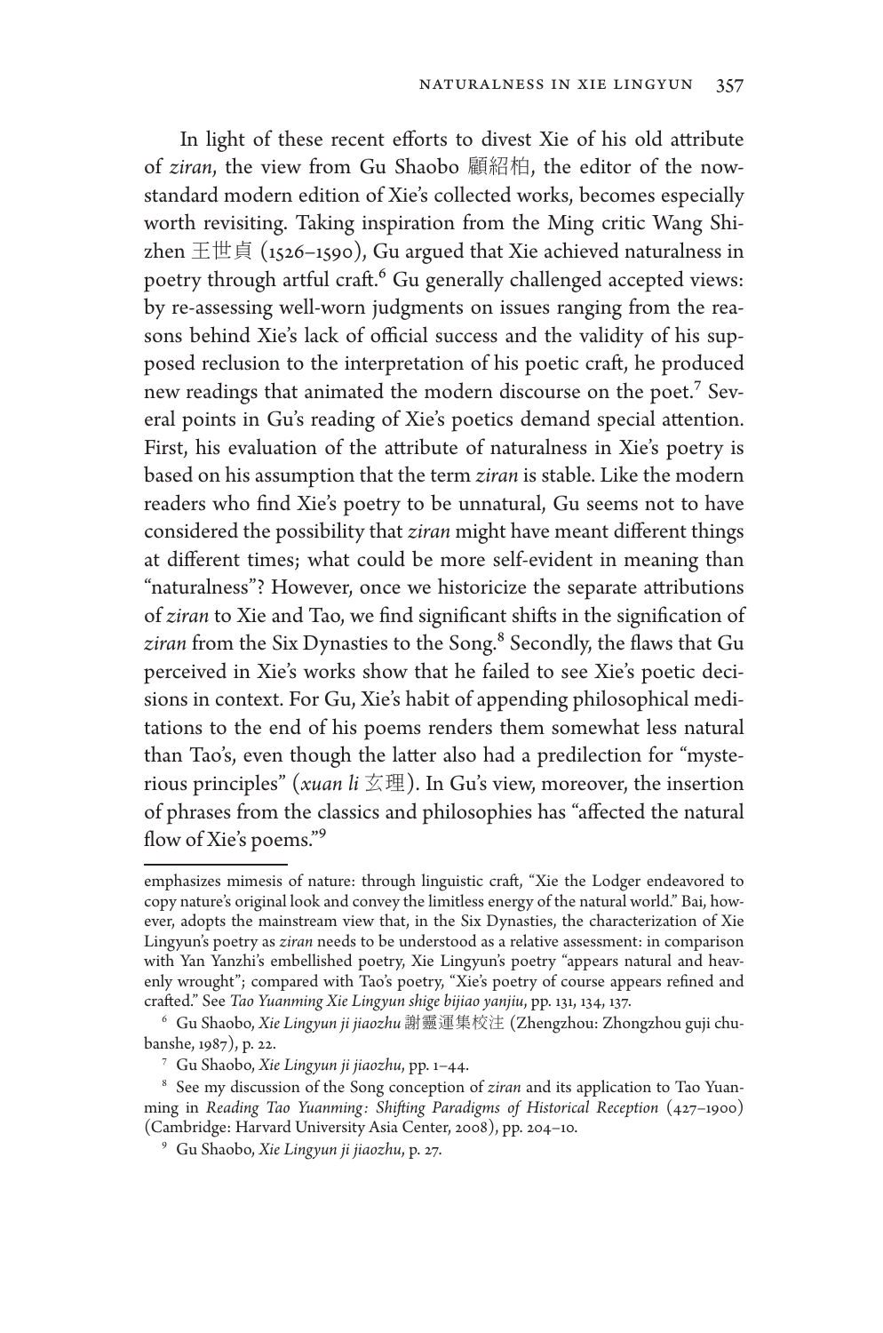In light of these recent efforts to divest Xie of his old attribute of *ziran*, the view from Gu Shaobo 顧紹柏, the editor of the now-standard modern edition of Xie's collected works, becomes especially worth revisiting. Taking inspiration from the Ming critic Wang Shizhen 王世貞 (1526–1590), Gu argued that Xie achieved naturalness in poetry through artful craft.[6] Gu generally challenged accepted views: by re-assessing well-worn judgments on issues ranging from the reasons behind Xie's lack of official success and the validity of his supposed reclusion to the interpretation of his poetic craft, he produced new readings that animated the modern discourse on the poet.[7] Several points in Gu's reading of Xie's poetics demand special attention. First, his evaluation of the attribute of naturalness in Xie's poetry is based on his assumption that the term *ziran* is stable. Like the modern readers who find Xie's poetry to be unnatural, Gu seems not to have considered the possibility that *ziran* might have meant different things at different times; what could be more self-evident in meaning than "naturalness"? However, once we historicize the separate attributions of *ziran* to Xie and Tao, we find significant shifts in the signification of *ziran* from the Six Dynasties to the Song.[8] Secondly, the flaws that Gu perceived in Xie's works show that he failed to see Xie's poetic decisions in context. For Gu, Xie's habit of appending philosophical meditations to the end of his poems renders them somewhat less natural than Tao's, even though the latter also had a predilection for "mysterious principles" (*xuan li* 玄理). In Gu's view, moreover, the insertion of phrases from the classics and philosophies has "affected the natural flow of Xie's poems."[9]

---

emphasizes mimesis of nature: through linguistic craft, "Xie the Lodger endeavored to copy nature's original look and convey the limitless energy of the natural world." Bai, however, adopts the mainstream view that, in the Six Dynasties, the characterization of Xie Lingyun's poetry as *ziran* needs to be understood as a relative assessment: in comparison with Yan Yanzhi's embellished poetry, Xie Lingyun's poetry "appears natural and heavenly wrought"; compared with Tao's poetry, "Xie's poetry of course appears refined and crafted." See *Tao Yuanming Xie Lingyun shige bijiao yanjiu*, pp. 131, 134, 137.

[6] Gu Shaobo, *Xie Lingyun ji jiaozhu* 謝靈運集校注 (Zhengzhou: Zhongzhou guji chubanshe, 1987), p. 22.

[7] Gu Shaobo, *Xie Lingyun ji jiaozhu*, pp. 1–44.

[8] See my discussion of the Song conception of *ziran* and its application to Tao Yuanming in *Reading Tao Yuanming: Shifting Paradigms of Historical Reception (427–1900)* (Cambridge: Harvard University Asia Center, 2008), pp. 204–10.

[9] Gu Shaobo, *Xie Lingyun ji jiaozhu*, p. 27.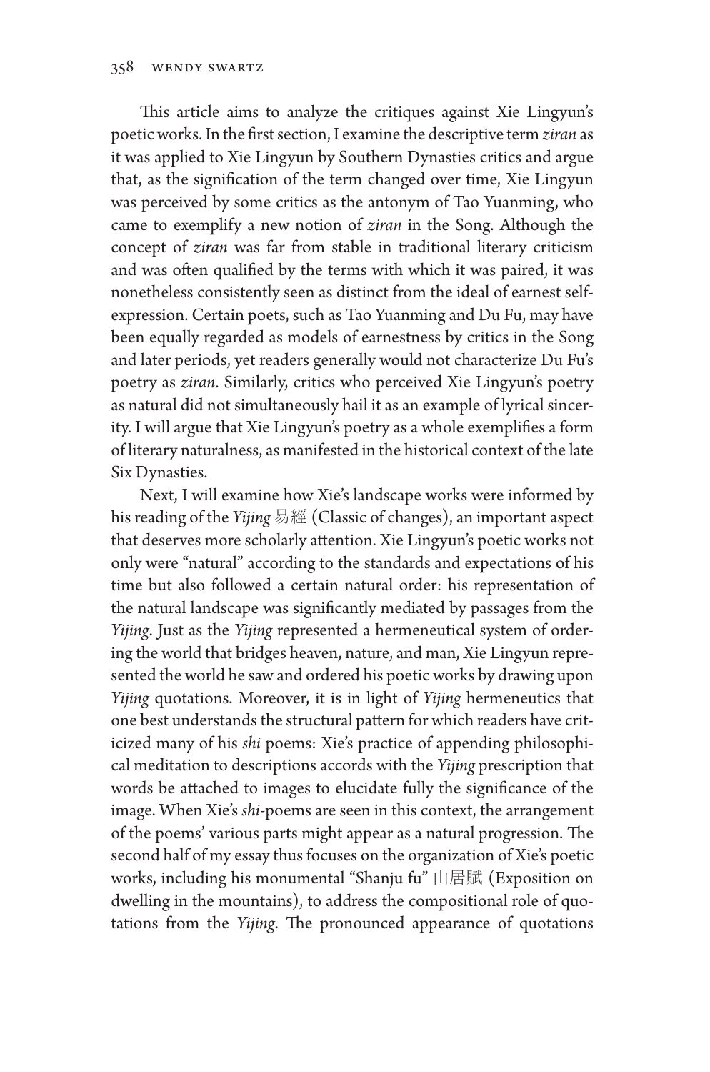This article aims to analyze the critiques against Xie Lingyun's poetic works. In the first section, I examine the descriptive term *ziran* as it was applied to Xie Lingyun by Southern Dynasties critics and argue that, as the signification of the term changed over time, Xie Lingyun was perceived by some critics as the antonym of Tao Yuanming, who came to exemplify a new notion of *ziran* in the Song. Although the concept of *ziran* was far from stable in traditional literary criticism and was often qualified by the terms with which it was paired, it was nonetheless consistently seen as distinct from the ideal of earnest self-expression. Certain poets, such as Tao Yuanming and Du Fu, may have been equally regarded as models of earnestness by critics in the Song and later periods, yet readers generally would not characterize Du Fu's poetry as *ziran*. Similarly, critics who perceived Xie Lingyun's poetry as natural did not simultaneously hail it as an example of lyrical sincerity. I will argue that Xie Lingyun's poetry as a whole exemplifies a form of literary naturalness, as manifested in the historical context of the late Six Dynasties.

Next, I will examine how Xie's landscape works were informed by his reading of the *Yijing* 易經 (Classic of changes), an important aspect that deserves more scholarly attention. Xie Lingyun's poetic works not only were "natural" according to the standards and expectations of his time but also followed a certain natural order: his representation of the natural landscape was significantly mediated by passages from the *Yijing*. Just as the *Yijing* represented a hermeneutical system of ordering the world that bridges heaven, nature, and man, Xie Lingyun represented the world he saw and ordered his poetic works by drawing upon *Yijing* quotations. Moreover, it is in light of *Yijing* hermeneutics that one best understands the structural pattern for which readers have criticized many of his *shi* poems: Xie's practice of appending philosophical meditation to descriptions accords with the *Yijing* prescription that words be attached to images to elucidate fully the significance of the image. When Xie's *shi*-poems are seen in this context, the arrangement of the poems' various parts might appear as a natural progression. The second half of my essay thus focuses on the organization of Xie's poetic works, including his monumental "Shanju fu" 山居賦 (Exposition on dwelling in the mountains), to address the compositional role of quotations from the *Yijing*. The pronounced appearance of quotations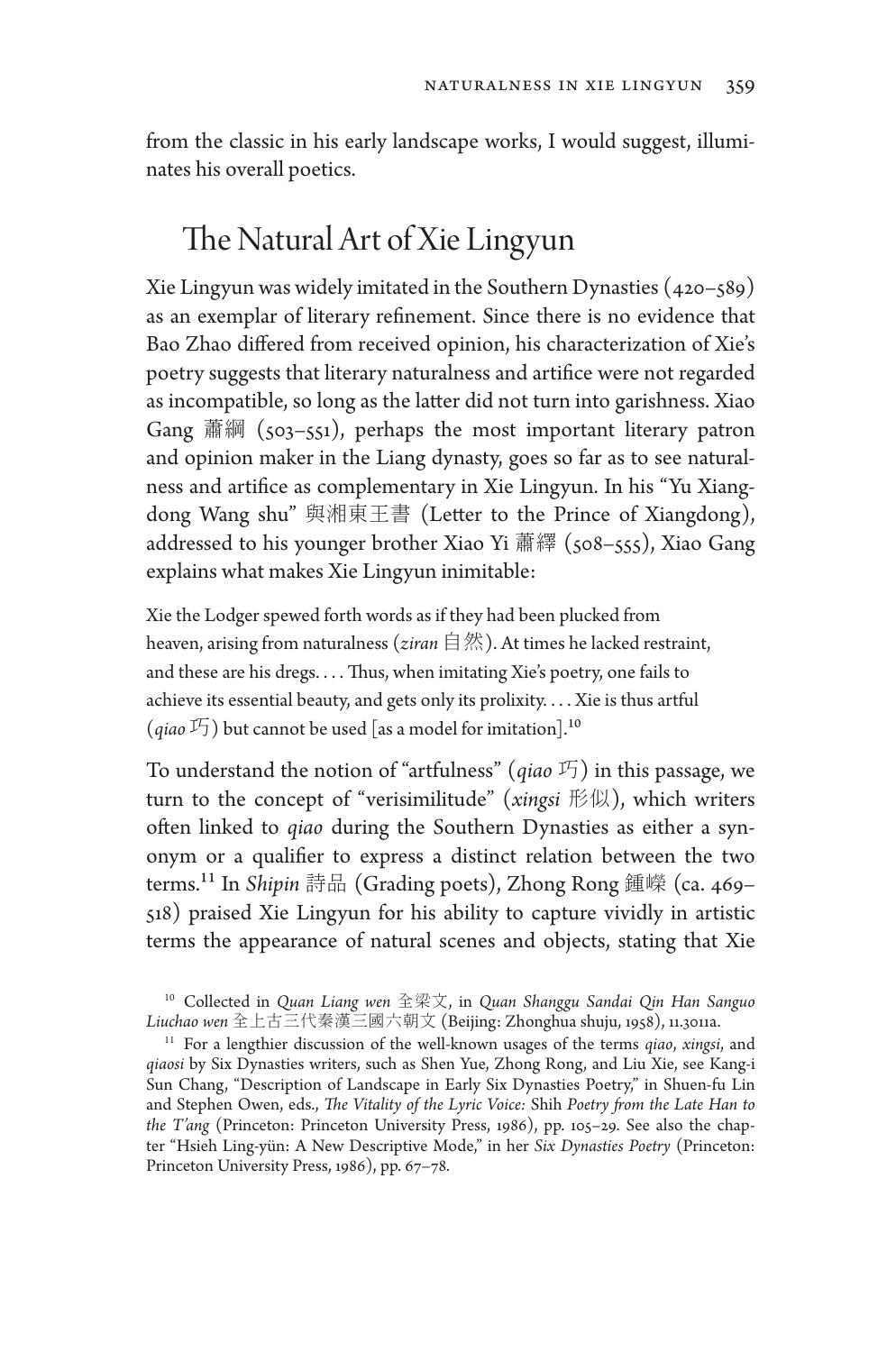from the classic in his early landscape works, I would suggest, illuminates his overall poetics.

## The Natural Art of Xie Lingyun

Xie Lingyun was widely imitated in the Southern Dynasties (420–589) as an exemplar of literary refinement. Since there is no evidence that Bao Zhao differed from received opinion, his characterization of Xie's poetry suggests that literary naturalness and artifice were not regarded as incompatible, so long as the latter did not turn into garishness. Xiao Gang 蕭綱 (503–551), perhaps the most important literary patron and opinion maker in the Liang dynasty, goes so far as to see naturalness and artifice as complementary in Xie Lingyun. In his "Yu Xiangdong Wang shu" 與湘東王書 (Letter to the Prince of Xiangdong), addressed to his younger brother Xiao Yi 蕭繹 (508–555), Xiao Gang explains what makes Xie Lingyun inimitable:

> Xie the Lodger spewed forth words as if they had been plucked from heaven, arising from naturalness (*ziran* 自然). At times he lacked restraint, and these are his dregs. . . . Thus, when imitating Xie's poetry, one fails to achieve its essential beauty, and gets only its prolixity. . . . Xie is thus artful (*qiao* 巧) but cannot be used [as a model for imitation].[10]

To understand the notion of "artfulness" (*qiao* 巧) in this passage, we turn to the concept of "verisimilitude" (*xingsi* 形似), which writers often linked to *qiao* during the Southern Dynasties as either a synonym or a qualifier to express a distinct relation between the two terms.[11] In *Shipin* 詩品 (Grading poets), Zhong Rong 鍾嶸 (ca. 469–518) praised Xie Lingyun for his ability to capture vividly in artistic terms the appearance of natural scenes and objects, stating that Xie

---

[10] Collected in *Quan Liang wen* 全梁文, in *Quan Shanggu Sandai Qin Han Sanguo Liuchao wen* 全上古三代秦漢三國六朝文 (Beijing: Zhonghua shuju, 1958), 11.3011a.

[11] For a lengthier discussion of the well-known usages of the terms *qiao*, *xingsi*, and *qiaosi* by Six Dynasties writers, such as Shen Yue, Zhong Rong, and Liu Xie, see Kang-i Sun Chang, "Description of Landscape in Early Six Dynasties Poetry," in Shuen-fu Lin and Stephen Owen, eds., *The Vitality of the Lyric Voice:* Shih *Poetry from the Late Han to the T'ang* (Princeton: Princeton University Press, 1986), pp. 105–29. See also the chapter "Hsieh Ling-yün: A New Descriptive Mode," in her *Six Dynasties Poetry* (Princeton: Princeton University Press, 1986), pp. 67–78.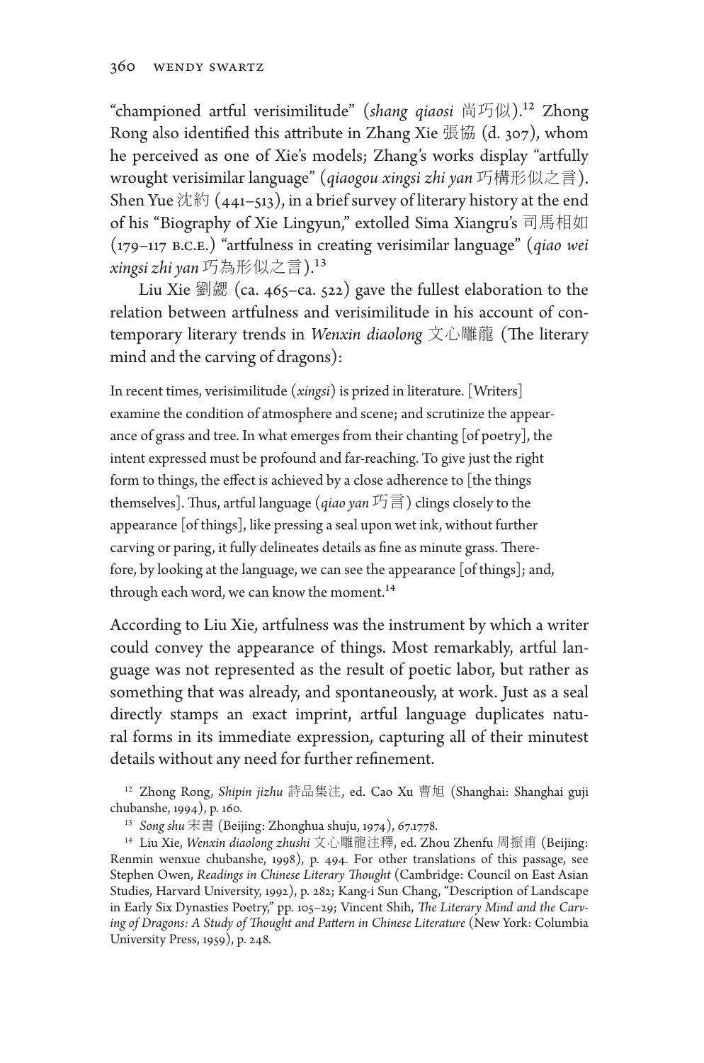"championed artful verisimilitude" (*shang qiaosi* 尚巧似).[12] Zhong Rong also identified this attribute in Zhang Xie 張協 (d. 307), whom he perceived as one of Xie's models; Zhang's works display "artfully wrought verisimilar language" (*qiaogou xingsi zhi yan* 巧構形似之言). Shen Yue 沈約 (441–513), in a brief survey of literary history at the end of his "Biography of Xie Lingyun," extolled Sima Xiangru's 司馬相如 (179–117 B.C.E.) "artfulness in creating verisimilar language" (*qiao wei xingsi zhi yan* 巧為形似之言).[13]

Liu Xie 劉勰 (ca. 465–ca. 522) gave the fullest elaboration to the relation between artfulness and verisimilitude in his account of contemporary literary trends in *Wenxin diaolong* 文心雕龍 (The literary mind and the carving of dragons):

> In recent times, verisimilitude (*xingsi*) is prized in literature. [Writers] examine the condition of atmosphere and scene; and scrutinize the appearance of grass and tree. In what emerges from their chanting [of poetry], the intent expressed must be profound and far-reaching. To give just the right form to things, the effect is achieved by a close adherence to [the things themselves]. Thus, artful language (*qiao yan* 巧言) clings closely to the appearance [of things], like pressing a seal upon wet ink, without further carving or paring, it fully delineates details as fine as minute grass. Therefore, by looking at the language, we can see the appearance [of things]; and, through each word, we can know the moment.[14]

According to Liu Xie, artfulness was the instrument by which a writer could convey the appearance of things. Most remarkably, artful language was not represented as the result of poetic labor, but rather as something that was already, and spontaneously, at work. Just as a seal directly stamps an exact imprint, artful language duplicates natural forms in its immediate expression, capturing all of their minutest details without any need for further refinement.

[12] Zhong Rong, *Shipin jizhu* 詩品集注, ed. Cao Xu 曹旭 (Shanghai: Shanghai guji chubanshe, 1994), p. 160.

[13] *Song shu* 宋書 (Beijing: Zhonghua shuju, 1974), 67.1778.

[14] Liu Xie, *Wenxin diaolong zhushi* 文心雕龍注釋, ed. Zhou Zhenfu 周振甫 (Beijing: Renmin wenxue chubanshe, 1998), p. 494. For other translations of this passage, see Stephen Owen, *Readings in Chinese Literary Thought* (Cambridge: Council on East Asian Studies, Harvard University, 1992), p. 282; Kang-i Sun Chang, "Description of Landscape in Early Six Dynasties Poetry," pp. 105–29; Vincent Shih, *The Literary Mind and the Carving of Dragons: A Study of Thought and Pattern in Chinese Literature* (New York: Columbia University Press, 1959), p. 248.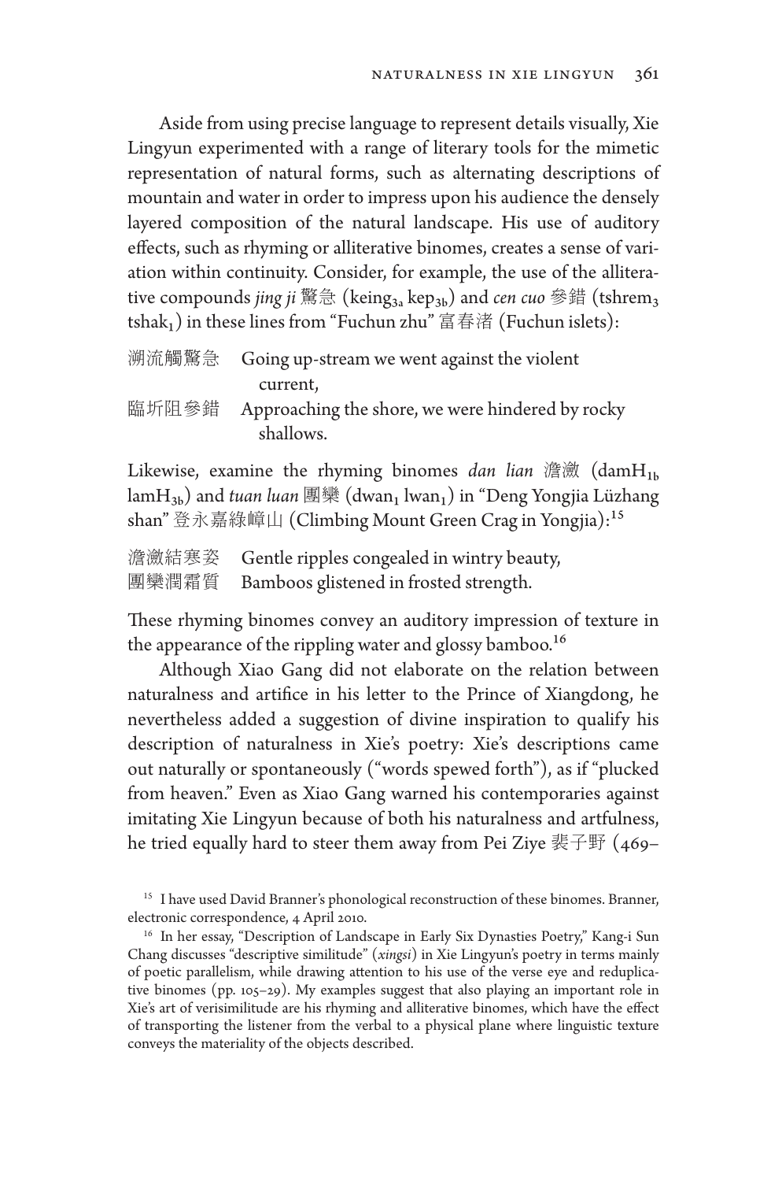Aside from using precise language to represent details visually, Xie Lingyun experimented with a range of literary tools for the mimetic representation of natural forms, such as alternating descriptions of mountain and water in order to impress upon his audience the densely layered composition of the natural landscape. His use of auditory effects, such as rhyming or alliterative binomes, creates a sense of variation within continuity. Consider, for example, the use of the alliterative compounds *jing ji* 驚急 ($\text{keing}_{3a}$ $\text{kep}_{3b}$) and *cen cuo* 參錯 ($\text{tshrem}_3$ $\text{tshak}_1$) in these lines from "Fuchun zhu" 富春渚 (Fuchun islets):

| | |
|---|---|
| 溯流觸驚急 | Going up-stream we went against the violent current, |
| 臨圻阻參錯 | Approaching the shore, we were hindered by rocky shallows. |

Likewise, examine the rhyming binomes *dan lian* 澹瀲 ($\text{damH}_{1b}$ $\text{lamH}_{3b}$) and *tuan luan* 團欒 ($\text{dwan}_1$ $\text{lwan}_1$) in "Deng Yongjia Lüzhang shan" 登永嘉綠嶂山 (Climbing Mount Green Crag in Yongjia):[15]

| | |
|---|---|
| 澹瀲結寒姿 | Gentle ripples congealed in wintry beauty, |
| 團欒潤霜質 | Bamboos glistened in frosted strength. |

These rhyming binomes convey an auditory impression of texture in the appearance of the rippling water and glossy bamboo.[16]

Although Xiao Gang did not elaborate on the relation between naturalness and artifice in his letter to the Prince of Xiangdong, he nevertheless added a suggestion of divine inspiration to qualify his description of naturalness in Xie's poetry: Xie's descriptions came out naturally or spontaneously ("words spewed forth"), as if "plucked from heaven." Even as Xiao Gang warned his contemporaries against imitating Xie Lingyun because of both his naturalness and artfulness, he tried equally hard to steer them away from Pei Ziye 裴子野 (469–

[15] I have used David Branner's phonological reconstruction of these binomes. Branner, electronic correspondence, 4 April 2010.

[16] In her essay, "Description of Landscape in Early Six Dynasties Poetry," Kang-i Sun Chang discusses "descriptive similitude" (*xingsi*) in Xie Lingyun's poetry in terms mainly of poetic parallelism, while drawing attention to his use of the verse eye and reduplicative binomes (pp. 105–29). My examples suggest that also playing an important role in Xie's art of verisimilitude are his rhyming and alliterative binomes, which have the effect of transporting the listener from the verbal to a physical plane where linguistic texture conveys the materiality of the objects described.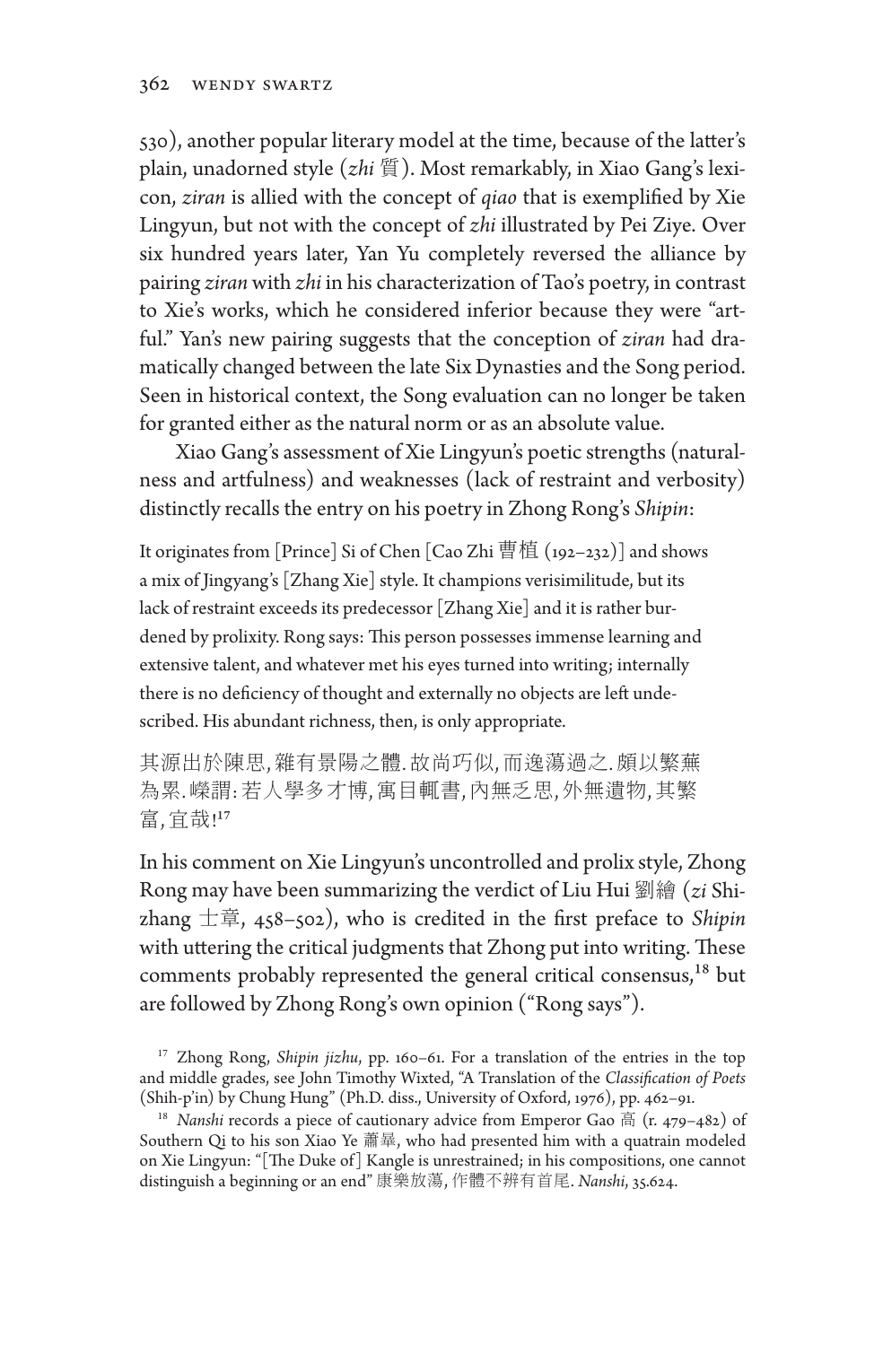530), another popular literary model at the time, because of the latter's plain, unadorned style (*zhi* 質). Most remarkably, in Xiao Gang's lexicon, *ziran* is allied with the concept of *qiao* that is exemplified by Xie Lingyun, but not with the concept of *zhi* illustrated by Pei Ziye. Over six hundred years later, Yan Yu completely reversed the alliance by pairing *ziran* with *zhi* in his characterization of Tao's poetry, in contrast to Xie's works, which he considered inferior because they were "artful." Yan's new pairing suggests that the conception of *ziran* had dramatically changed between the late Six Dynasties and the Song period. Seen in historical context, the Song evaluation can no longer be taken for granted either as the natural norm or as an absolute value.

Xiao Gang's assessment of Xie Lingyun's poetic strengths (naturalness and artfulness) and weaknesses (lack of restraint and verbosity) distinctly recalls the entry on his poetry in Zhong Rong's *Shipin*:

> It originates from [Prince] Si of Chen [Cao Zhi 曹植 (192–232)] and shows a mix of Jingyang's [Zhang Xie] style. It champions verisimilitude, but its lack of restraint exceeds its predecessor [Zhang Xie] and it is rather burdened by prolixity. Rong says: This person possesses immense learning and extensive talent, and whatever met his eyes turned into writing; internally there is no deficiency of thought and externally no objects are left undescribed. His abundant richness, then, is only appropriate.
>
> 其源出於陳思, 雜有景陽之體. 故尚巧似, 而逸蕩過之. 頗以繁蕪為累. 嶸謂: 若人學多才博, 寓目輒書, 內無乏思, 外無遺物, 其繁富, 宜哉![17]

In his comment on Xie Lingyun's uncontrolled and prolix style, Zhong Rong may have been summarizing the verdict of Liu Hui 劉繪 (*zi* Shizhang 士章, 458–502), who is credited in the first preface to *Shipin* with uttering the critical judgments that Zhong put into writing. These comments probably represented the general critical consensus,[18] but are followed by Zhong Rong's own opinion ("Rong says").

[17] Zhong Rong, *Shipin jizhu*, pp. 160–61. For a translation of the entries in the top and middle grades, see John Timothy Wixted, "A Translation of the *Classification of Poets* (Shih-p'in) by Chung Hung" (Ph.D. diss., University of Oxford, 1976), pp. 462–91.

[18] *Nanshi* records a piece of cautionary advice from Emperor Gao 高 (r. 479–482) of Southern Qi to his son Xiao Ye 蕭曄, who had presented him with a quatrain modeled on Xie Lingyun: "[The Duke of] Kangle is unrestrained; in his compositions, one cannot distinguish a beginning or an end" 康樂放蕩, 作體不辨有首尾. *Nanshi*, 35.624.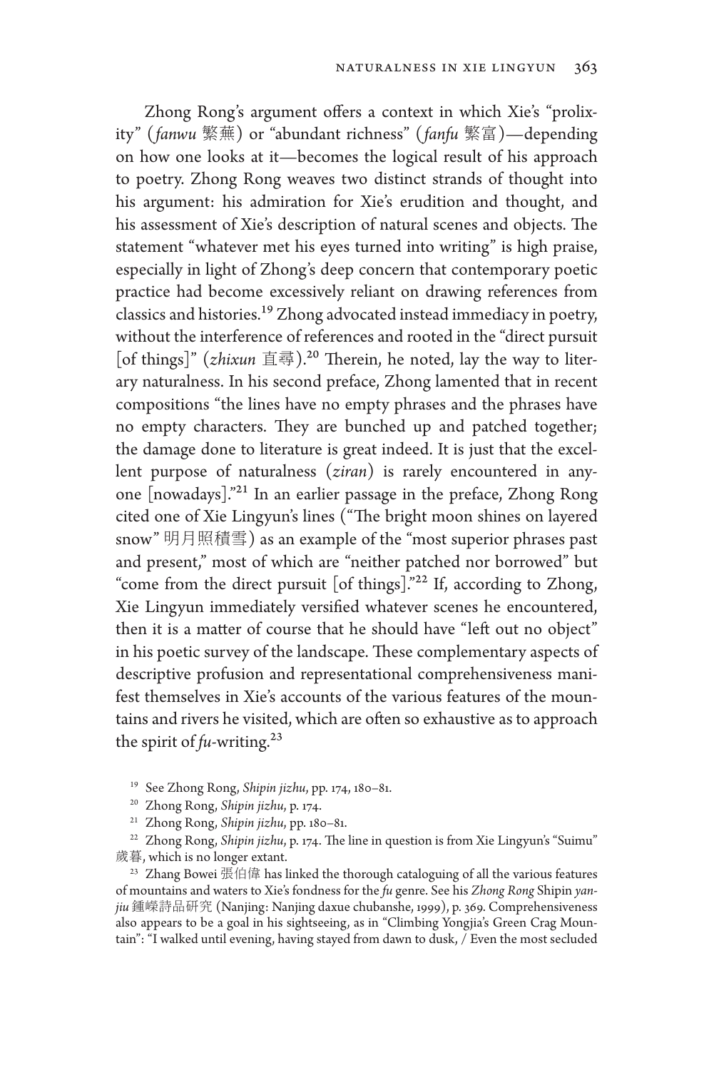Zhong Rong's argument offers a context in which Xie's "prolixity" (*fanwu* 繁蕪) or "abundant richness" (*fanfu* 繁富)—depending on how one looks at it—becomes the logical result of his approach to poetry. Zhong Rong weaves two distinct strands of thought into his argument: his admiration for Xie's erudition and thought, and his assessment of Xie's description of natural scenes and objects. The statement "whatever met his eyes turned into writing" is high praise, especially in light of Zhong's deep concern that contemporary poetic practice had become excessively reliant on drawing references from classics and histories.[19] Zhong advocated instead immediacy in poetry, without the interference of references and rooted in the "direct pursuit [of things]" (*zhixun* 直尋).[20] Therein, he noted, lay the way to literary naturalness. In his second preface, Zhong lamented that in recent compositions "the lines have no empty phrases and the phrases have no empty characters. They are bunched up and patched together; the damage done to literature is great indeed. It is just that the excellent purpose of naturalness (*ziran*) is rarely encountered in anyone [nowadays]."[21] In an earlier passage in the preface, Zhong Rong cited one of Xie Lingyun's lines ("The bright moon shines on layered snow" 明月照積雪) as an example of the "most superior phrases past and present," most of which are "neither patched nor borrowed" but "come from the direct pursuit [of things]."[22] If, according to Zhong, Xie Lingyun immediately versified whatever scenes he encountered, then it is a matter of course that he should have "left out no object" in his poetic survey of the landscape. These complementary aspects of descriptive profusion and representational comprehensiveness manifest themselves in Xie's accounts of the various features of the mountains and rivers he visited, which are often so exhaustive as to approach the spirit of *fu*-writing.[23]

[19] See Zhong Rong, *Shipin jizhu*, pp. 174, 180–81.

[20] Zhong Rong, *Shipin jizhu*, p. 174.

[21] Zhong Rong, *Shipin jizhu*, pp. 180–81.

[22] Zhong Rong, *Shipin jizhu*, p. 174. The line in question is from Xie Lingyun's "Suimu" 歲暮, which is no longer extant.

[23] Zhang Bowei 張伯偉 has linked the thorough cataloguing of all the various features of mountains and waters to Xie's fondness for the *fu* genre. See his *Zhong Rong* Shipin *yanjiu* 鍾嶸詩品研究 (Nanjing: Nanjing daxue chubanshe, 1999), p. 369. Comprehensiveness also appears to be a goal in his sightseeing, as in "Climbing Yongjia's Green Crag Mountain": "I walked until evening, having stayed from dawn to dusk, / Even the most secluded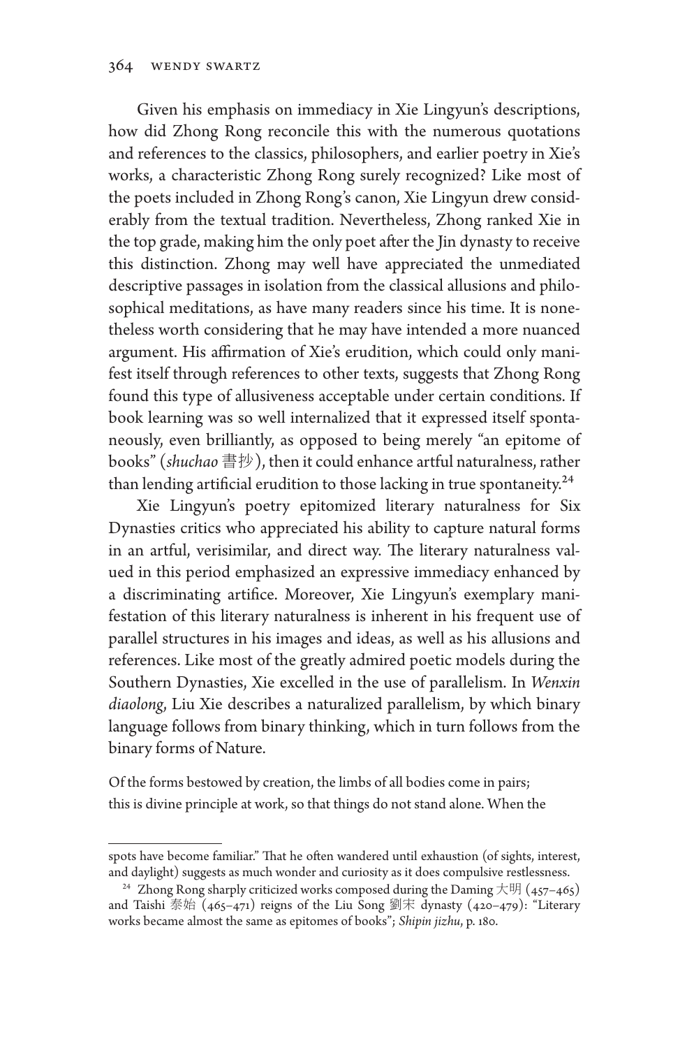Given his emphasis on immediacy in Xie Lingyun's descriptions, how did Zhong Rong reconcile this with the numerous quotations and references to the classics, philosophers, and earlier poetry in Xie's works, a characteristic Zhong Rong surely recognized? Like most of the poets included in Zhong Rong's canon, Xie Lingyun drew considerably from the textual tradition. Nevertheless, Zhong ranked Xie in the top grade, making him the only poet after the Jin dynasty to receive this distinction. Zhong may well have appreciated the unmediated descriptive passages in isolation from the classical allusions and philosophical meditations, as have many readers since his time. It is nonetheless worth considering that he may have intended a more nuanced argument. His affirmation of Xie's erudition, which could only manifest itself through references to other texts, suggests that Zhong Rong found this type of allusiveness acceptable under certain conditions. If book learning was so well internalized that it expressed itself spontaneously, even brilliantly, as opposed to being merely "an epitome of books" (*shuchao* 書抄), then it could enhance artful naturalness, rather than lending artificial erudition to those lacking in true spontaneity.[24]

Xie Lingyun's poetry epitomized literary naturalness for Six Dynasties critics who appreciated his ability to capture natural forms in an artful, verisimilar, and direct way. The literary naturalness valued in this period emphasized an expressive immediacy enhanced by a discriminating artifice. Moreover, Xie Lingyun's exemplary manifestation of this literary naturalness is inherent in his frequent use of parallel structures in his images and ideas, as well as his allusions and references. Like most of the greatly admired poetic models during the Southern Dynasties, Xie excelled in the use of parallelism. In *Wenxin diaolong*, Liu Xie describes a naturalized parallelism, by which binary language follows from binary thinking, which in turn follows from the binary forms of Nature.

Of the forms bestowed by creation, the limbs of all bodies come in pairs; this is divine principle at work, so that things do not stand alone. When the

spots have become familiar." That he often wandered until exhaustion (of sights, interest, and daylight) suggests as much wonder and curiosity as it does compulsive restlessness.

[24] Zhong Rong sharply criticized works composed during the Daming 大明 (457–465) and Taishi 泰始 (465–471) reigns of the Liu Song 劉宋 dynasty (420–479): "Literary works became almost the same as epitomes of books"; *Shipin jizhu*, p. 180.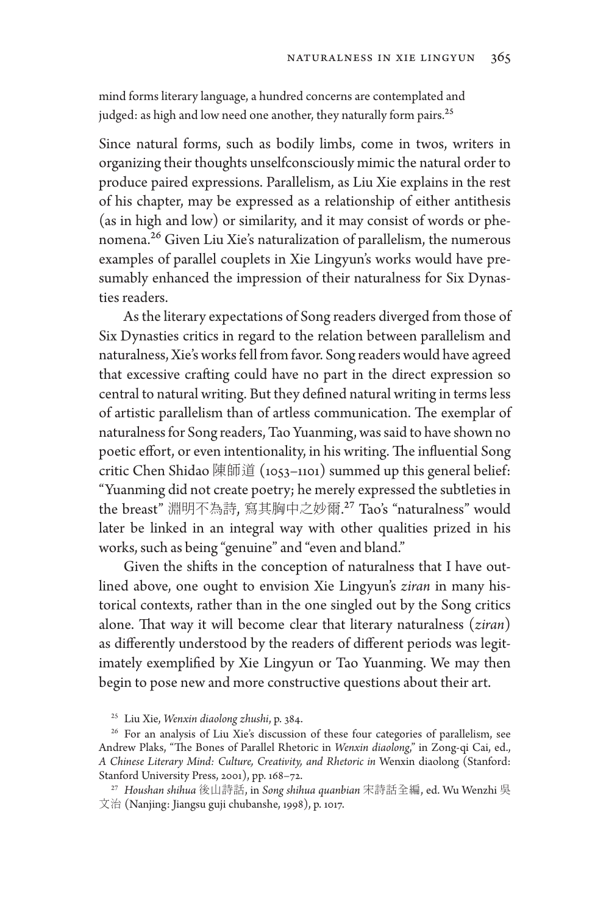mind forms literary language, a hundred concerns are contemplated and judged: as high and low need one another, they naturally form pairs.[25]

Since natural forms, such as bodily limbs, come in twos, writers in organizing their thoughts unselfconsciously mimic the natural order to produce paired expressions. Parallelism, as Liu Xie explains in the rest of his chapter, may be expressed as a relationship of either antithesis (as in high and low) or similarity, and it may consist of words or phenomena.[26] Given Liu Xie's naturalization of parallelism, the numerous examples of parallel couplets in Xie Lingyun's works would have presumably enhanced the impression of their naturalness for Six Dynasties readers.

As the literary expectations of Song readers diverged from those of Six Dynasties critics in regard to the relation between parallelism and naturalness, Xie's works fell from favor. Song readers would have agreed that excessive crafting could have no part in the direct expression so central to natural writing. But they defined natural writing in terms less of artistic parallelism than of artless communication. The exemplar of naturalness for Song readers, Tao Yuanming, was said to have shown no poetic effort, or even intentionality, in his writing. The influential Song critic Chen Shidao 陳師道 (1053–1101) summed up this general belief: "Yuanming did not create poetry; he merely expressed the subtleties in the breast" 淵明不為詩, 寫其胸中之妙爾.[27] Tao's "naturalness" would later be linked in an integral way with other qualities prized in his works, such as being "genuine" and "even and bland."

Given the shifts in the conception of naturalness that I have outlined above, one ought to envision Xie Lingyun's *ziran* in many historical contexts, rather than in the one singled out by the Song critics alone. That way it will become clear that literary naturalness (*ziran*) as differently understood by the readers of different periods was legitimately exemplified by Xie Lingyun or Tao Yuanming. We may then begin to pose new and more constructive questions about their art.

[25] Liu Xie, *Wenxin diaolong zhushi*, p. 384.

[26] For an analysis of Liu Xie's discussion of these four categories of parallelism, see Andrew Plaks, "The Bones of Parallel Rhetoric in *Wenxin diaolong*," in Zong-qi Cai, ed., *A Chinese Literary Mind: Culture, Creativity, and Rhetoric in* Wenxin diaolong (Stanford: Stanford University Press, 2001), pp. 168–72.

[27] *Houshan shihua* 後山詩話, in *Song shihua quanbian* 宋詩話全編, ed. Wu Wenzhi 吳文治 (Nanjing: Jiangsu guji chubanshe, 1998), p. 1017.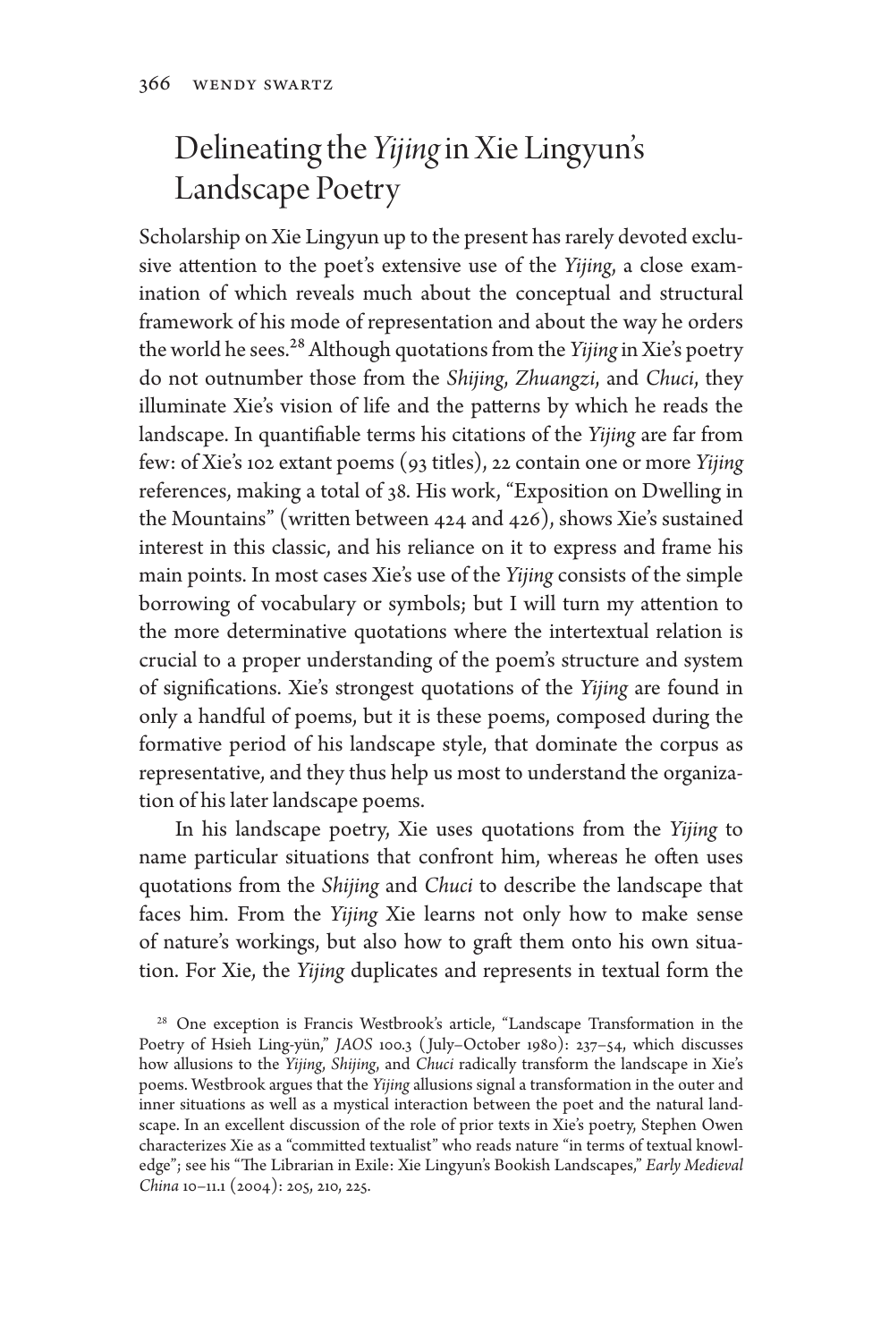## Delineating the *Yijing* in Xie Lingyun's Landscape Poetry

Scholarship on Xie Lingyun up to the present has rarely devoted exclusive attention to the poet's extensive use of the *Yijing*, a close examination of which reveals much about the conceptual and structural framework of his mode of representation and about the way he orders the world he sees.[28] Although quotations from the *Yijing* in Xie's poetry do not outnumber those from the *Shijing*, *Zhuangzi*, and *Chuci*, they illuminate Xie's vision of life and the patterns by which he reads the landscape. In quantifiable terms his citations of the *Yijing* are far from few: of Xie's 102 extant poems (93 titles), 22 contain one or more *Yijing* references, making a total of 38. His work, "Exposition on Dwelling in the Mountains" (written between 424 and 426), shows Xie's sustained interest in this classic, and his reliance on it to express and frame his main points. In most cases Xie's use of the *Yijing* consists of the simple borrowing of vocabulary or symbols; but I will turn my attention to the more determinative quotations where the intertextual relation is crucial to a proper understanding of the poem's structure and system of significations. Xie's strongest quotations of the *Yijing* are found in only a handful of poems, but it is these poems, composed during the formative period of his landscape style, that dominate the corpus as representative, and they thus help us most to understand the organization of his later landscape poems.

In his landscape poetry, Xie uses quotations from the *Yijing* to name particular situations that confront him, whereas he often uses quotations from the *Shijing* and *Chuci* to describe the landscape that faces him. From the *Yijing* Xie learns not only how to make sense of nature's workings, but also how to graft them onto his own situation. For Xie, the *Yijing* duplicates and represents in textual form the

[28] One exception is Francis Westbrook's article, "Landscape Transformation in the Poetry of Hsieh Ling-yün," *JAOS* 100.3 (July–October 1980): 237–54, which discusses how allusions to the *Yijing*, *Shijing*, and *Chuci* radically transform the landscape in Xie's poems. Westbrook argues that the *Yijing* allusions signal a transformation in the outer and inner situations as well as a mystical interaction between the poet and the natural landscape. In an excellent discussion of the role of prior texts in Xie's poetry, Stephen Owen characterizes Xie as a "committed textualist" who reads nature "in terms of textual knowledge"; see his "The Librarian in Exile: Xie Lingyun's Bookish Landscapes," *Early Medieval China* 10–11.1 (2004): 205, 210, 225.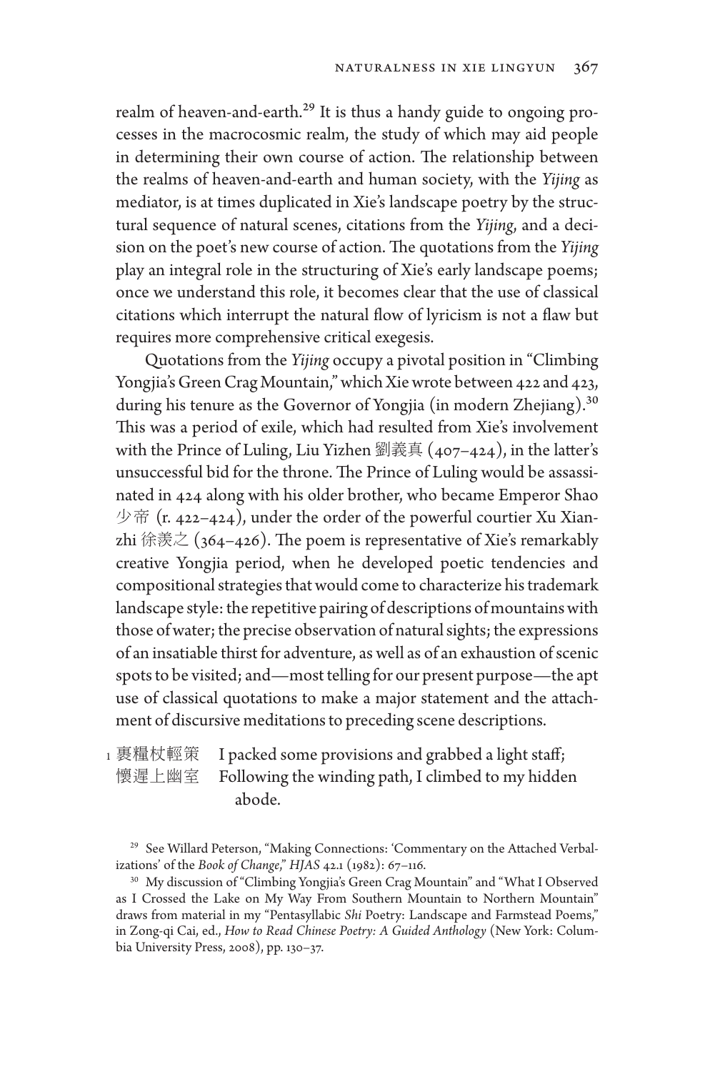realm of heaven-and-earth.[29] It is thus a handy guide to ongoing processes in the macrocosmic realm, the study of which may aid people in determining their own course of action. The relationship between the realms of heaven-and-earth and human society, with the *Yijing* as mediator, is at times duplicated in Xie's landscape poetry by the structural sequence of natural scenes, citations from the *Yijing*, and a decision on the poet's new course of action. The quotations from the *Yijing* play an integral role in the structuring of Xie's early landscape poems; once we understand this role, it becomes clear that the use of classical citations which interrupt the natural flow of lyricism is not a flaw but requires more comprehensive critical exegesis.

Quotations from the *Yijing* occupy a pivotal position in "Climbing Yongjia's Green Crag Mountain," which Xie wrote between 422 and 423, during his tenure as the Governor of Yongjia (in modern Zhejiang).[30] This was a period of exile, which had resulted from Xie's involvement with the Prince of Luling, Liu Yizhen 劉義真 (407–424), in the latter's unsuccessful bid for the throne. The Prince of Luling would be assassinated in 424 along with his older brother, who became Emperor Shao 少帝 (r. 422–424), under the order of the powerful courtier Xu Xianzhi 徐羨之 (364–426). The poem is representative of Xie's remarkably creative Yongjia period, when he developed poetic tendencies and compositional strategies that would come to characterize his trademark landscape style: the repetitive pairing of descriptions of mountains with those of water; the precise observation of natural sights; the expressions of an insatiable thirst for adventure, as well as of an exhaustion of scenic spots to be visited; and—most telling for our present purpose—the apt use of classical quotations to make a major statement and the attachment of discursive meditations to preceding scene descriptions.

1 裹糧杖輕策　I packed some provisions and grabbed a light staff;
懷遲上幽室　Following the winding path, I climbed to my hidden abode.

[29] See Willard Peterson, "Making Connections: 'Commentary on the Attached Verbalizations' of the *Book of Change*," *HJAS* 42.1 (1982): 67–116.

[30] My discussion of "Climbing Yongjia's Green Crag Mountain" and "What I Observed as I Crossed the Lake on My Way From Southern Mountain to Northern Mountain" draws from material in my "Pentasyllabic *Shi* Poetry: Landscape and Farmstead Poems," in Zong-qi Cai, ed., *How to Read Chinese Poetry: A Guided Anthology* (New York: Columbia University Press, 2008), pp. 130–37.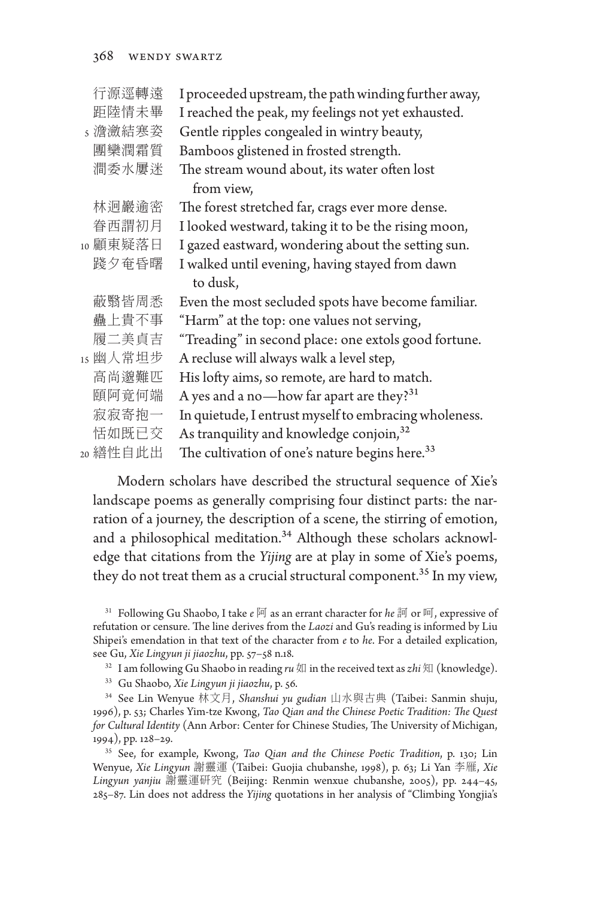| | | |
|---|---|---|
| | 行源逕轉遠 | I proceeded upstream, the path winding further away, |
| | 距陸情未畢 | I reached the peak, my feelings not yet exhausted. |
| 5 | 澹瀲結寒姿 | Gentle ripples congealed in wintry beauty, |
| | 團欒潤霜質 | Bamboos glistened in frosted strength. |
| | 澗委水屢迷 | The stream wound about, its water often lost from view, |
| | 林迥巖逾密 | The forest stretched far, crags ever more dense. |
| | 眷西謂初月 | I looked westward, taking it to be the rising moon, |
| 10 | 顧東疑落日 | I gazed eastward, wondering about the setting sun. |
| | 踐夕奄昏曙 | I walked until evening, having stayed from dawn to dusk, |
| | 蔽翳皆周悉 | Even the most secluded spots have become familiar. |
| | 蠱上貴不事 | "Harm" at the top: one values not serving, |
| | 履二美貞吉 | "Treading" in second place: one extols good fortune. |
| 15 | 幽人常坦步 | A recluse will always walk a level step, |
| | 高尚邈難匹 | His lofty aims, so remote, are hard to match. |
| | 頤阿竟何端 | A yes and a no—how far apart are they?[31] |
| | 寂寂寄抱一 | In quietude, I entrust myself to embracing wholeness. |
| | 恬如既已交 | As tranquility and knowledge conjoin,[32] |
| 20 | 繕性自此出 | The cultivation of one's nature begins here.[33] |

Modern scholars have described the structural sequence of Xie's landscape poems as generally comprising four distinct parts: the narration of a journey, the description of a scene, the stirring of emotion, and a philosophical meditation.[34] Although these scholars acknowledge that citations from the *Yijing* are at play in some of Xie's poems, they do not treat them as a crucial structural component.[35] In my view,

[31] Following Gu Shaobo, I take *e* 阿 as an errant character for *he* 訶 or 呵, expressive of refutation or censure. The line derives from the *Laozi* and Gu's reading is informed by Liu Shipei's emendation in that text of the character from *e* to *he*. For a detailed explication, see Gu, *Xie Lingyun ji jiaozhu*, pp. 57–58 n.18.

[32] I am following Gu Shaobo in reading *ru* 如 in the received text as *zhi* 知 (knowledge).

[33] Gu Shaobo, *Xie Lingyun ji jiaozhu*, p. 56.

[34] See Lin Wenyue 林文月, *Shanshui yu gudian* 山水與古典 (Taibei: Sanmin shuju, 1996), p. 53; Charles Yim-tze Kwong, *Tao Qian and the Chinese Poetic Tradition: The Quest for Cultural Identity* (Ann Arbor: Center for Chinese Studies, The University of Michigan, 1994), pp. 128–29.

[35] See, for example, Kwong, *Tao Qian and the Chinese Poetic Tradition*, p. 130; Lin Wenyue, *Xie Lingyun* 謝靈運 (Taibei: Guojia chubanshe, 1998), p. 63; Li Yan 李雁, *Xie Lingyun yanjiu* 謝靈運研究 (Beijing: Renmin wenxue chubanshe, 2005), pp. 244–45, 285–87. Lin does not address the *Yijing* quotations in her analysis of "Climbing Yongjia's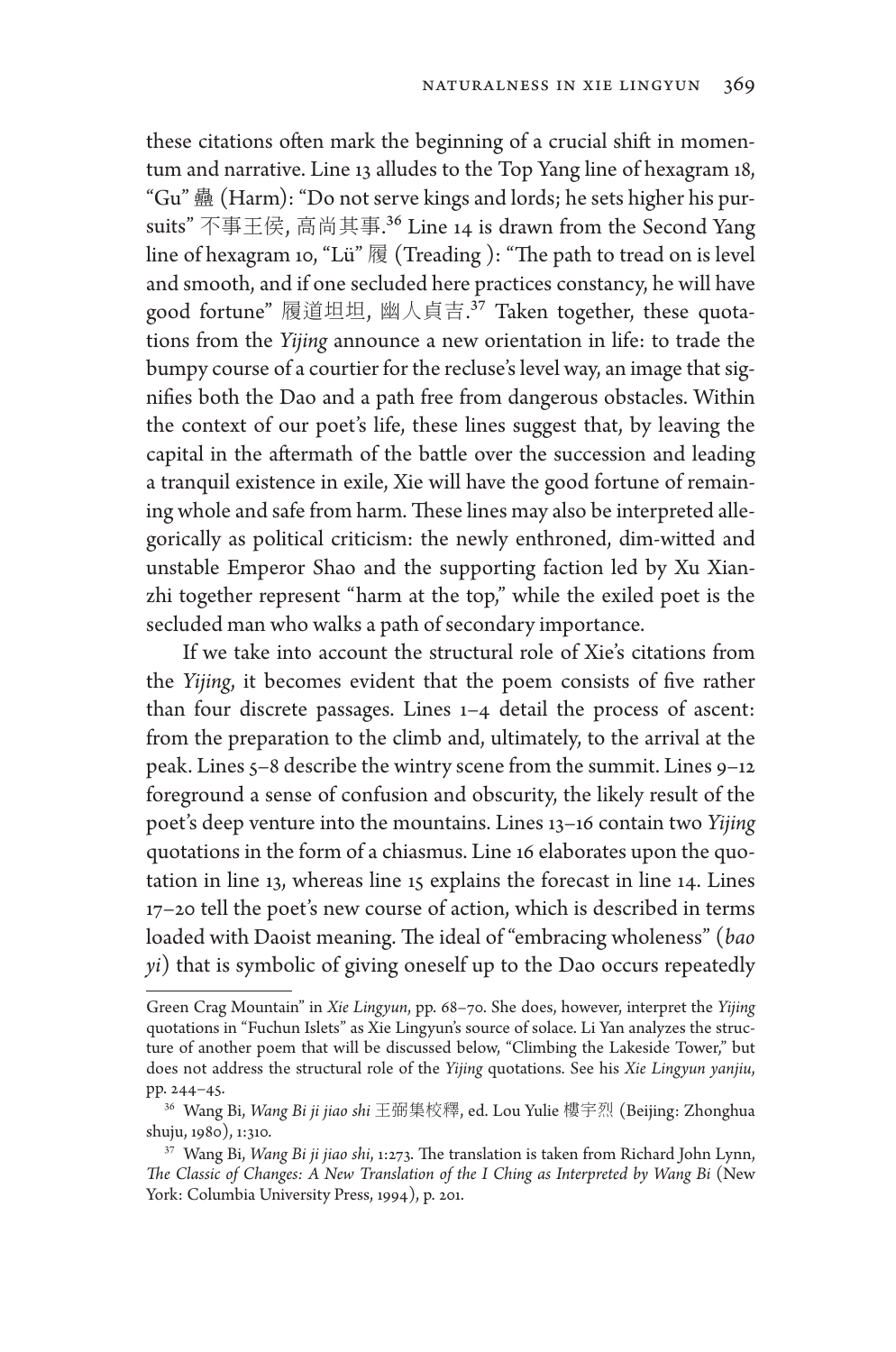these citations often mark the beginning of a crucial shift in momentum and narrative. Line 13 alludes to the Top Yang line of hexagram 18, "Gu" 蠱 (Harm): "Do not serve kings and lords; he sets higher his pursuits" 不事王侯, 高尚其事.[36] Line 14 is drawn from the Second Yang line of hexagram 10, "Lü" 履 (Treading ): "The path to tread on is level and smooth, and if one secluded here practices constancy, he will have good fortune" 履道坦坦, 幽人貞吉.[37] Taken together, these quotations from the *Yijing* announce a new orientation in life: to trade the bumpy course of a courtier for the recluse's level way, an image that signifies both the Dao and a path free from dangerous obstacles. Within the context of our poet's life, these lines suggest that, by leaving the capital in the aftermath of the battle over the succession and leading a tranquil existence in exile, Xie will have the good fortune of remaining whole and safe from harm. These lines may also be interpreted allegorically as political criticism: the newly enthroned, dim-witted and unstable Emperor Shao and the supporting faction led by Xu Xianzhi together represent "harm at the top," while the exiled poet is the secluded man who walks a path of secondary importance.

If we take into account the structural role of Xie's citations from the *Yijing*, it becomes evident that the poem consists of five rather than four discrete passages. Lines 1–4 detail the process of ascent: from the preparation to the climb and, ultimately, to the arrival at the peak. Lines 5–8 describe the wintry scene from the summit. Lines 9–12 foreground a sense of confusion and obscurity, the likely result of the poet's deep venture into the mountains. Lines 13–16 contain two *Yijing* quotations in the form of a chiasmus. Line 16 elaborates upon the quotation in line 13, whereas line 15 explains the forecast in line 14. Lines 17–20 tell the poet's new course of action, which is described in terms loaded with Daoist meaning. The ideal of "embracing wholeness" (*bao yi*) that is symbolic of giving oneself up to the Dao occurs repeatedly

---

Green Crag Mountain" in *Xie Lingyun*, pp. 68–70. She does, however, interpret the *Yijing* quotations in "Fuchun Islets" as Xie Lingyun's source of solace. Li Yan analyzes the structure of another poem that will be discussed below, "Climbing the Lakeside Tower," but does not address the structural role of the *Yijing* quotations. See his *Xie Lingyun yanjiu*, pp. 244–45.

[36] Wang Bi, *Wang Bi ji jiao shi* 王弼集校釋, ed. Lou Yulie 樓宇烈 (Beijing: Zhonghua shuju, 1980), 1:310.

[37] Wang Bi, *Wang Bi ji jiao shi*, 1:273. The translation is taken from Richard John Lynn, *The Classic of Changes: A New Translation of the I Ching as Interpreted by Wang Bi* (New York: Columbia University Press, 1994), p. 201.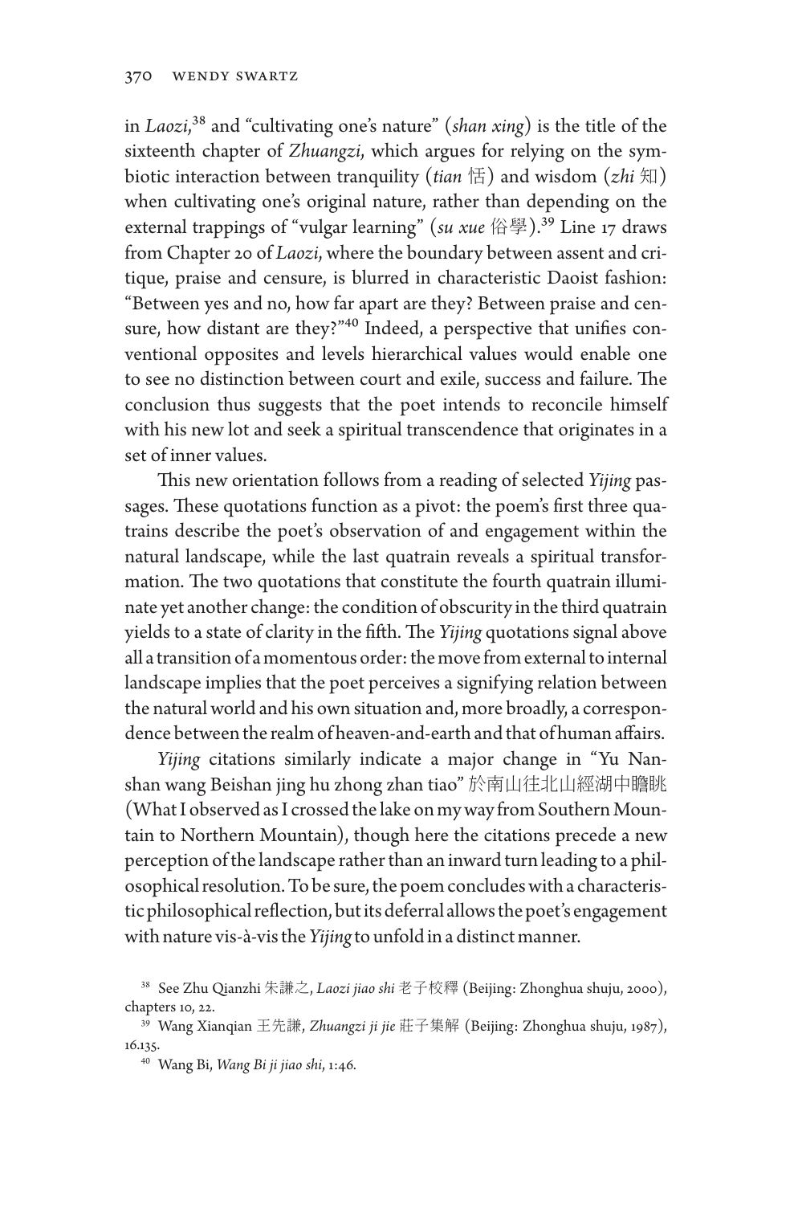in *Laozi*,[38] and "cultivating one's nature" (*shan xing*) is the title of the sixteenth chapter of *Zhuangzi*, which argues for relying on the symbiotic interaction between tranquility (*tian* 恬) and wisdom (*zhi* 知) when cultivating one's original nature, rather than depending on the external trappings of "vulgar learning" (*su xue* 俗學).[39] Line 17 draws from Chapter 20 of *Laozi*, where the boundary between assent and critique, praise and censure, is blurred in characteristic Daoist fashion: "Between yes and no, how far apart are they? Between praise and censure, how distant are they?"[40] Indeed, a perspective that unifies conventional opposites and levels hierarchical values would enable one to see no distinction between court and exile, success and failure. The conclusion thus suggests that the poet intends to reconcile himself with his new lot and seek a spiritual transcendence that originates in a set of inner values.

This new orientation follows from a reading of selected *Yijing* passages. These quotations function as a pivot: the poem's first three quatrains describe the poet's observation of and engagement within the natural landscape, while the last quatrain reveals a spiritual transformation. The two quotations that constitute the fourth quatrain illuminate yet another change: the condition of obscurity in the third quatrain yields to a state of clarity in the fifth. The *Yijing* quotations signal above all a transition of a momentous order: the move from external to internal landscape implies that the poet perceives a signifying relation between the natural world and his own situation and, more broadly, a correspondence between the realm of heaven-and-earth and that of human affairs.

*Yijing* citations similarly indicate a major change in "Yu Nanshan wang Beishan jing hu zhong zhan tiao" 於南山往北山經湖中瞻眺 (What I observed as I crossed the lake on my way from Southern Mountain to Northern Mountain), though here the citations precede a new perception of the landscape rather than an inward turn leading to a philosophical resolution. To be sure, the poem concludes with a characteristic philosophical reflection, but its deferral allows the poet's engagement with nature vis-à-vis the *Yijing* to unfold in a distinct manner.

[38] See Zhu Qianzhi 朱謙之, *Laozi jiao shi* 老子校釋 (Beijing: Zhonghua shuju, 2000), chapters 10, 22.

[39] Wang Xianqian 王先謙, *Zhuangzi ji jie* 莊子集解 (Beijing: Zhonghua shuju, 1987), 16.135.

[40] Wang Bi, *Wang Bi ji jiao shi*, 1:46.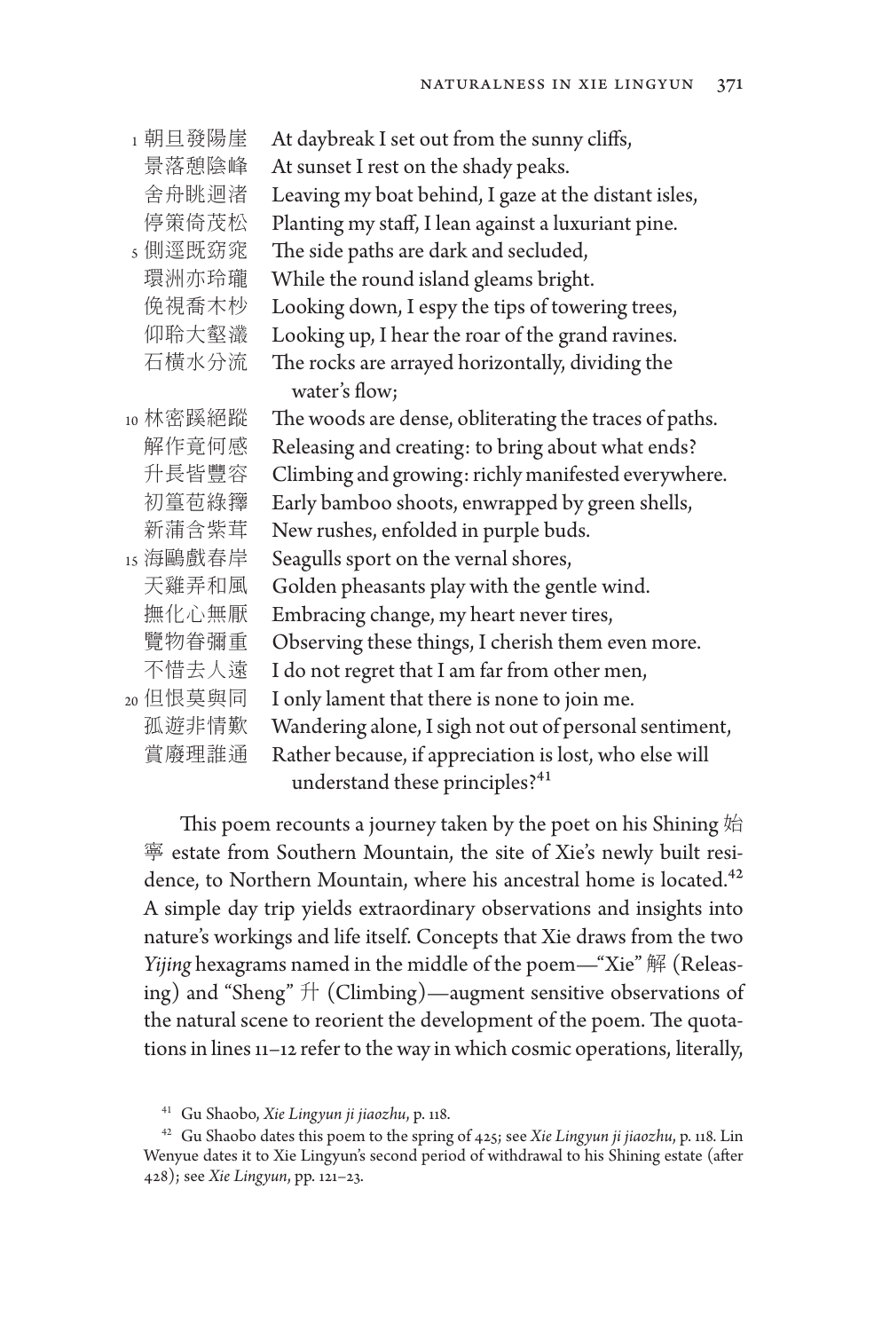| | | |
|---|---|---|
| 1 | 朝旦發陽崖 | At daybreak I set out from the sunny cliffs, |
| | 景落憩陰峰 | At sunset I rest on the shady peaks. |
| | 舍舟眺迴渚 | Leaving my boat behind, I gaze at the distant isles, |
| | 停策倚茂松 | Planting my staff, I lean against a luxuriant pine. |
| 5 | 側逕既窈窕 | The side paths are dark and secluded, |
| | 環洲亦玲瓏 | While the round island gleams bright. |
| | 俛視喬木杪 | Looking down, I espy the tips of towering trees, |
| | 仰聆大壑灇 | Looking up, I hear the roar of the grand ravines. |
| | 石橫水分流 | The rocks are arrayed horizontally, dividing the water's flow; |
| 10 | 林密蹊絕蹤 | The woods are dense, obliterating the traces of paths. |
| | 解作竟何感 | Releasing and creating: to bring about what ends? |
| | 升長皆豐容 | Climbing and growing: richly manifested everywhere. |
| | 初篁苞綠籜 | Early bamboo shoots, enwrapped by green shells, |
| | 新蒲含紫茸 | New rushes, enfolded in purple buds. |
| 15 | 海鷗戲春岸 | Seagulls sport on the vernal shores, |
| | 天雞弄和風 | Golden pheasants play with the gentle wind. |
| | 撫化心無厭 | Embracing change, my heart never tires, |
| | 覽物眷彌重 | Observing these things, I cherish them even more. |
| | 不惜去人遠 | I do not regret that I am far from other men, |
| 20 | 但恨莫與同 | I only lament that there is none to join me. |
| | 孤遊非情歎 | Wandering alone, I sigh not out of personal sentiment, |
| | 賞廢理誰通 | Rather because, if appreciation is lost, who else will understand these principles?[41] |

This poem recounts a journey taken by the poet on his Shining 始寧 estate from Southern Mountain, the site of Xie's newly built residence, to Northern Mountain, where his ancestral home is located.[42] A simple day trip yields extraordinary observations and insights into nature's workings and life itself. Concepts that Xie draws from the two *Yijing* hexagrams named in the middle of the poem—"Xie" 解 (Releasing) and "Sheng" 升 (Climbing)—augment sensitive observations of the natural scene to reorient the development of the poem. The quotations in lines 11–12 refer to the way in which cosmic operations, literally,

[41] Gu Shaobo, *Xie Lingyun ji jiaozhu*, p. 118.

[42] Gu Shaobo dates this poem to the spring of 425; see *Xie Lingyun ji jiaozhu*, p. 118. Lin Wenyue dates it to Xie Lingyun's second period of withdrawal to his Shining estate (after 428); see *Xie Lingyun*, pp. 121–23.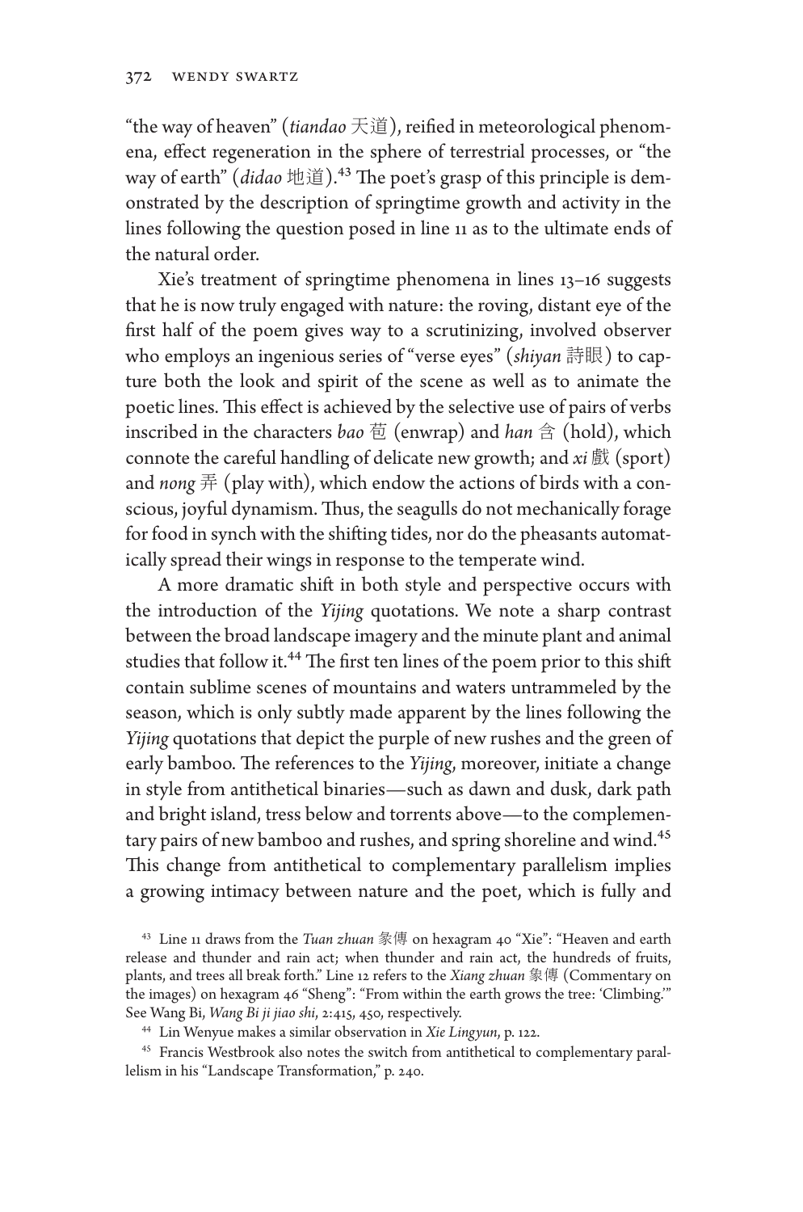"the way of heaven" (*tiandao* 天道), reified in meteorological phenomena, effect regeneration in the sphere of terrestrial processes, or "the way of earth" (*didao* 地道).[43] The poet's grasp of this principle is demonstrated by the description of springtime growth and activity in the lines following the question posed in line 11 as to the ultimate ends of the natural order.

Xie's treatment of springtime phenomena in lines 13–16 suggests that he is now truly engaged with nature: the roving, distant eye of the first half of the poem gives way to a scrutinizing, involved observer who employs an ingenious series of "verse eyes" (*shiyan* 詩眼) to capture both the look and spirit of the scene as well as to animate the poetic lines. This effect is achieved by the selective use of pairs of verbs inscribed in the characters *bao* 苞 (enwrap) and *han* 含 (hold), which connote the careful handling of delicate new growth; and *xi* 戲 (sport) and *nong* 弄 (play with), which endow the actions of birds with a conscious, joyful dynamism. Thus, the seagulls do not mechanically forage for food in synch with the shifting tides, nor do the pheasants automatically spread their wings in response to the temperate wind.

A more dramatic shift in both style and perspective occurs with the introduction of the *Yijing* quotations. We note a sharp contrast between the broad landscape imagery and the minute plant and animal studies that follow it.[44] The first ten lines of the poem prior to this shift contain sublime scenes of mountains and waters untrammeled by the season, which is only subtly made apparent by the lines following the *Yijing* quotations that depict the purple of new rushes and the green of early bamboo. The references to the *Yijing*, moreover, initiate a change in style from antithetical binaries—such as dawn and dusk, dark path and bright island, tress below and torrents above—to the complementary pairs of new bamboo and rushes, and spring shoreline and wind.[45] This change from antithetical to complementary parallelism implies a growing intimacy between nature and the poet, which is fully and

[43] Line 11 draws from the *Tuan zhuan* 彖傳 on hexagram 40 "Xie": "Heaven and earth release and thunder and rain act; when thunder and rain act, the hundreds of fruits, plants, and trees all break forth." Line 12 refers to the *Xiang zhuan* 象傳 (Commentary on the images) on hexagram 46 "Sheng": "From within the earth grows the tree: 'Climbing.'" See Wang Bi, *Wang Bi ji jiao shi*, 2:415, 450, respectively.

[44] Lin Wenyue makes a similar observation in *Xie Lingyun*, p. 122.

[45] Francis Westbrook also notes the switch from antithetical to complementary parallelism in his "Landscape Transformation," p. 240.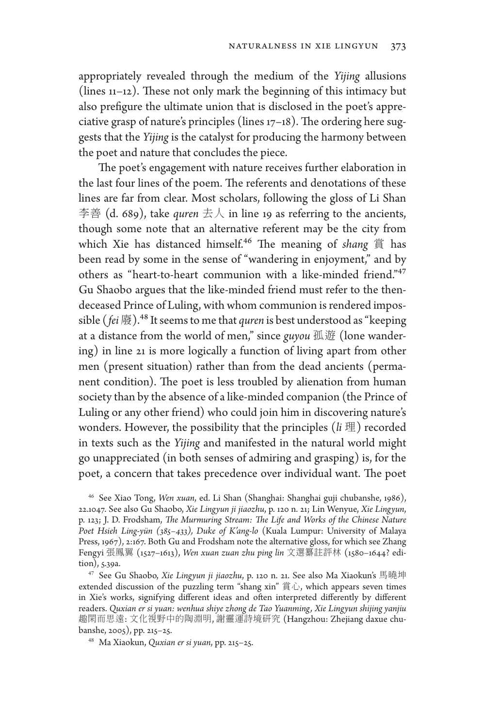appropriately revealed through the medium of the *Yijing* allusions (lines 11–12). These not only mark the beginning of this intimacy but also prefigure the ultimate union that is disclosed in the poet's appreciative grasp of nature's principles (lines 17–18). The ordering here suggests that the *Yijing* is the catalyst for producing the harmony between the poet and nature that concludes the piece.

The poet's engagement with nature receives further elaboration in the last four lines of the poem. The referents and denotations of these lines are far from clear. Most scholars, following the gloss of Li Shan 李善 (d. 689), take *quren* 去人 in line 19 as referring to the ancients, though some note that an alternative referent may be the city from which Xie has distanced himself.[46] The meaning of *shang* 賞 has been read by some in the sense of "wandering in enjoyment," and by others as "heart-to-heart communion with a like-minded friend."[47] Gu Shaobo argues that the like-minded friend must refer to the then-deceased Prince of Luling, with whom communion is rendered impossible (*fei* 廢).[48] It seems to me that *quren* is best understood as "keeping at a distance from the world of men," since *guyou* 孤遊 (lone wandering) in line 21 is more logically a function of living apart from other men (present situation) rather than from the dead ancients (permanent condition). The poet is less troubled by alienation from human society than by the absence of a like-minded companion (the Prince of Luling or any other friend) who could join him in discovering nature's wonders. However, the possibility that the principles (*li* 理) recorded in texts such as the *Yijing* and manifested in the natural world might go unappreciated (in both senses of admiring and grasping) is, for the poet, a concern that takes precedence over individual want. The poet

[46] See Xiao Tong, *Wen xuan*, ed. Li Shan (Shanghai: Shanghai guji chubanshe, 1986), 22.1047. See also Gu Shaobo, *Xie Lingyun ji jiaozhu*, p. 120 n. 21; Lin Wenyue, *Xie Lingyun*, p. 123; J. D. Frodsham, *The Murmuring Stream: The Life and Works of the Chinese Nature Poet Hsieh Ling-yün (385–433), Duke of K'ang-lo* (Kuala Lumpur: University of Malaya Press, 1967), 2:167. Both Gu and Frodsham note the alternative gloss, for which see Zhang Fengyi 張鳳翼 (1527–1613), *Wen xuan zuan zhu ping lin* 文選纂註評林 (1580–1644? edition), 5.39a.

[47] See Gu Shaobo, *Xie Lingyun ji jiaozhu*, p. 120 n. 21. See also Ma Xiaokun's 馬曉坤 extended discussion of the puzzling term "shang xin" 賞心, which appears seven times in Xie's works, signifying different ideas and often interpreted differently by different readers. *Quxian er si yuan: wenhua shiye zhong de Tao Yuanming, Xie Lingyun shijing yanjiu* 趣閑而思遠: 文化視野中的陶淵明, 謝靈運詩境研究 (Hangzhou: Zhejiang daxue chubanshe, 2005), pp. 215–25.

[48] Ma Xiaokun, *Quxian er si yuan*, pp. 215–25.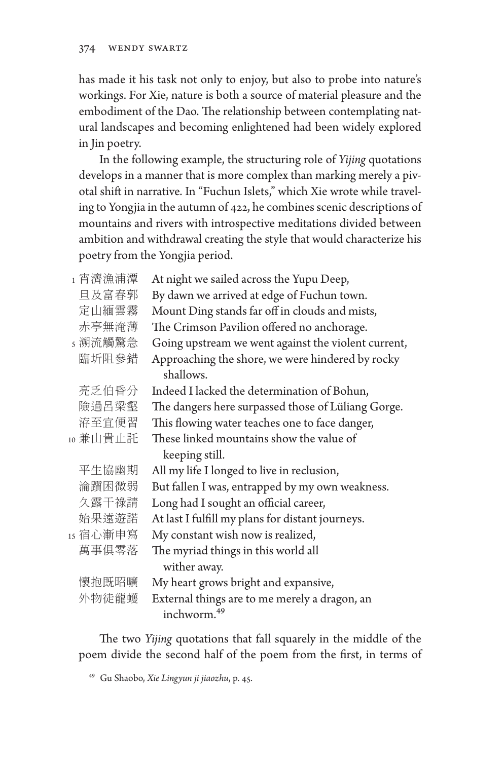has made it his task not only to enjoy, but also to probe into nature's workings. For Xie, nature is both a source of material pleasure and the embodiment of the Dao. The relationship between contemplating natural landscapes and becoming enlightened had been widely explored in Jin poetry.

In the following example, the structuring role of *Yijing* quotations develops in a manner that is more complex than marking merely a pivotal shift in narrative. In "Fuchun Islets," which Xie wrote while traveling to Yongjia in the autumn of 422, he combines scenic descriptions of mountains and rivers with introspective meditations divided between ambition and withdrawal creating the style that would characterize his poetry from the Yongjia period.

| | | |
|---|---|---|
| 1 | 宵濟漁浦潭 | At night we sailed across the Yupu Deep, |
| | 旦及富春郭 | By dawn we arrived at edge of Fuchun town. |
| | 定山緬雲霧 | Mount Ding stands far off in clouds and mists, |
| | 赤亭無淹薄 | The Crimson Pavilion offered no anchorage. |
| 5 | 溯流觸驚急 | Going upstream we went against the violent current, |
| | 臨圻阻參錯 | Approaching the shore, we were hindered by rocky shallows. |
| | 亮乏伯昏分 | Indeed I lacked the determination of Bohun, |
| | 險過呂梁壑 | The dangers here surpassed those of Lüliang Gorge. |
| | 洊至宜便習 | This flowing water teaches one to face danger, |
| 10 | 兼山貴止託 | These linked mountains show the value of keeping still. |
| | 平生協幽期 | All my life I longed to live in reclusion, |
| | 淪躓困微弱 | But fallen I was, entrapped by my own weakness. |
| | 久露干祿請 | Long had I sought an official career, |
| | 始果遠遊諾 | At last I fulfill my plans for distant journeys. |
| 15 | 宿心漸申寫 | My constant wish now is realized, |
| | 萬事俱零落 | The myriad things in this world all wither away. |
| | 懷抱既昭曠 | My heart grows bright and expansive, |
| | 外物徒龍蠖 | External things are to me merely a dragon, an inchworm.[49] |

The two *Yijing* quotations that fall squarely in the middle of the poem divide the second half of the poem from the first, in terms of

[49] Gu Shaobo, *Xie Lingyun ji jiaozhu*, p. 45.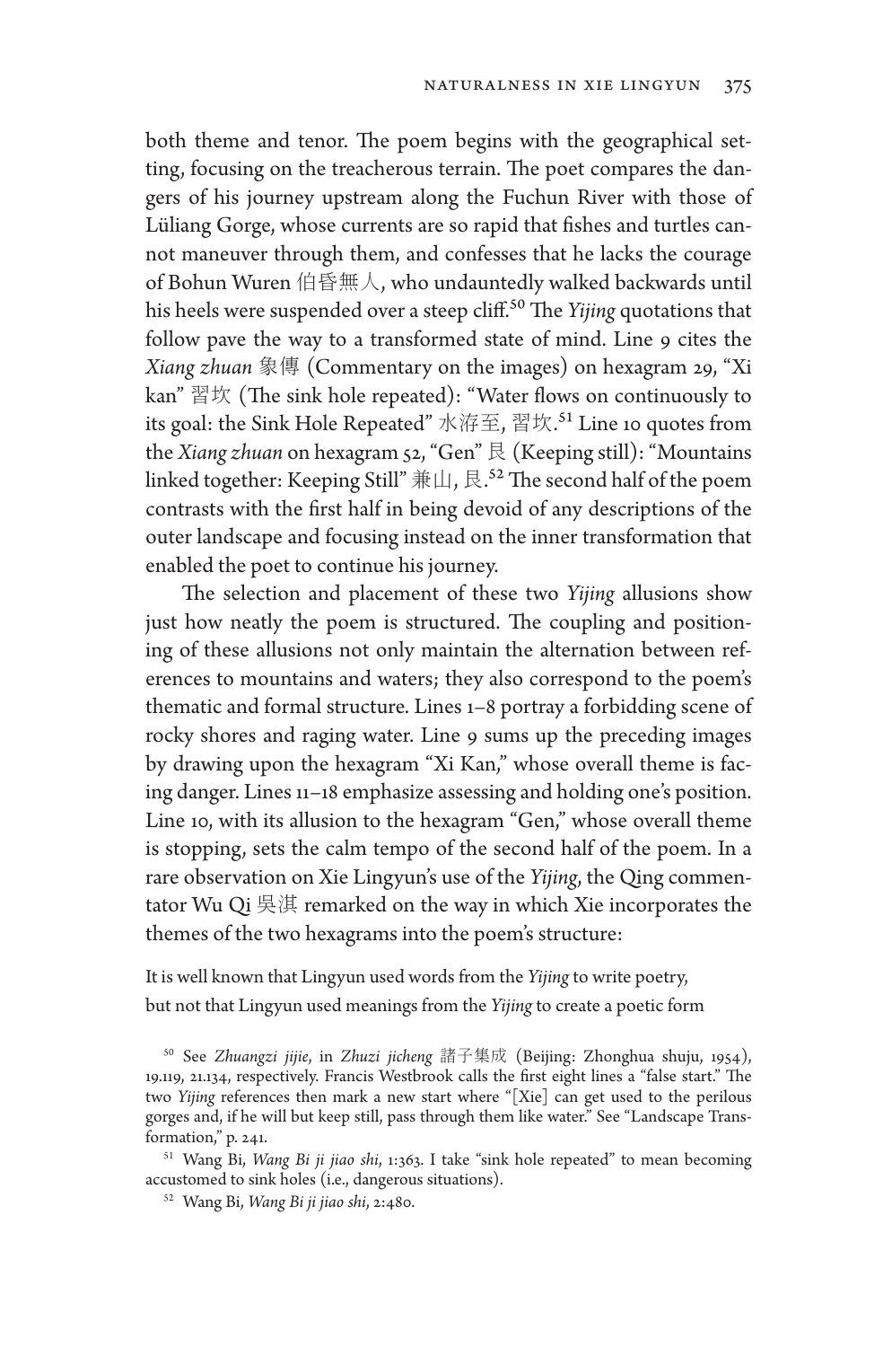both theme and tenor. The poem begins with the geographical setting, focusing on the treacherous terrain. The poet compares the dangers of his journey upstream along the Fuchun River with those of Lüliang Gorge, whose currents are so rapid that fishes and turtles cannot maneuver through them, and confesses that he lacks the courage of Bohun Wuren 伯昏無人, who undauntedly walked backwards until his heels were suspended over a steep cliff.[50] The *Yijing* quotations that follow pave the way to a transformed state of mind. Line 9 cites the *Xiang zhuan* 象傳 (Commentary on the images) on hexagram 29, "Xi kan" 習坎 (The sink hole repeated): "Water flows on continuously to its goal: the Sink Hole Repeated" 水洊至, 習坎.[51] Line 10 quotes from the *Xiang zhuan* on hexagram 52, "Gen" 艮 (Keeping still): "Mountains linked together: Keeping Still" 兼山, 艮.[52] The second half of the poem contrasts with the first half in being devoid of any descriptions of the outer landscape and focusing instead on the inner transformation that enabled the poet to continue his journey.

The selection and placement of these two *Yijing* allusions show just how neatly the poem is structured. The coupling and positioning of these allusions not only maintain the alternation between references to mountains and waters; they also correspond to the poem's thematic and formal structure. Lines 1–8 portray a forbidding scene of rocky shores and raging water. Line 9 sums up the preceding images by drawing upon the hexagram "Xi Kan," whose overall theme is facing danger. Lines 11–18 emphasize assessing and holding one's position. Line 10, with its allusion to the hexagram "Gen," whose overall theme is stopping, sets the calm tempo of the second half of the poem. In a rare observation on Xie Lingyun's use of the *Yijing*, the Qing commentator Wu Qi 吳淇 remarked on the way in which Xie incorporates the themes of the two hexagrams into the poem's structure:

It is well known that Lingyun used words from the *Yijing* to write poetry,
but not that Lingyun used meanings from the *Yijing* to create a poetic form

[50] See *Zhuangzi jijie*, in *Zhuzi jicheng* 諸子集成 (Beijing: Zhonghua shuju, 1954), 19.119, 21.134, respectively. Francis Westbrook calls the first eight lines a "false start." The two *Yijing* references then mark a new start where "[Xie] can get used to the perilous gorges and, if he will but keep still, pass through them like water." See "Landscape Transformation," p. 241.

[51] Wang Bi, *Wang Bi ji jiao shi*, 1:363. I take "sink hole repeated" to mean becoming accustomed to sink holes (i.e., dangerous situations).

[52] Wang Bi, *Wang Bi ji jiao shi*, 2:480.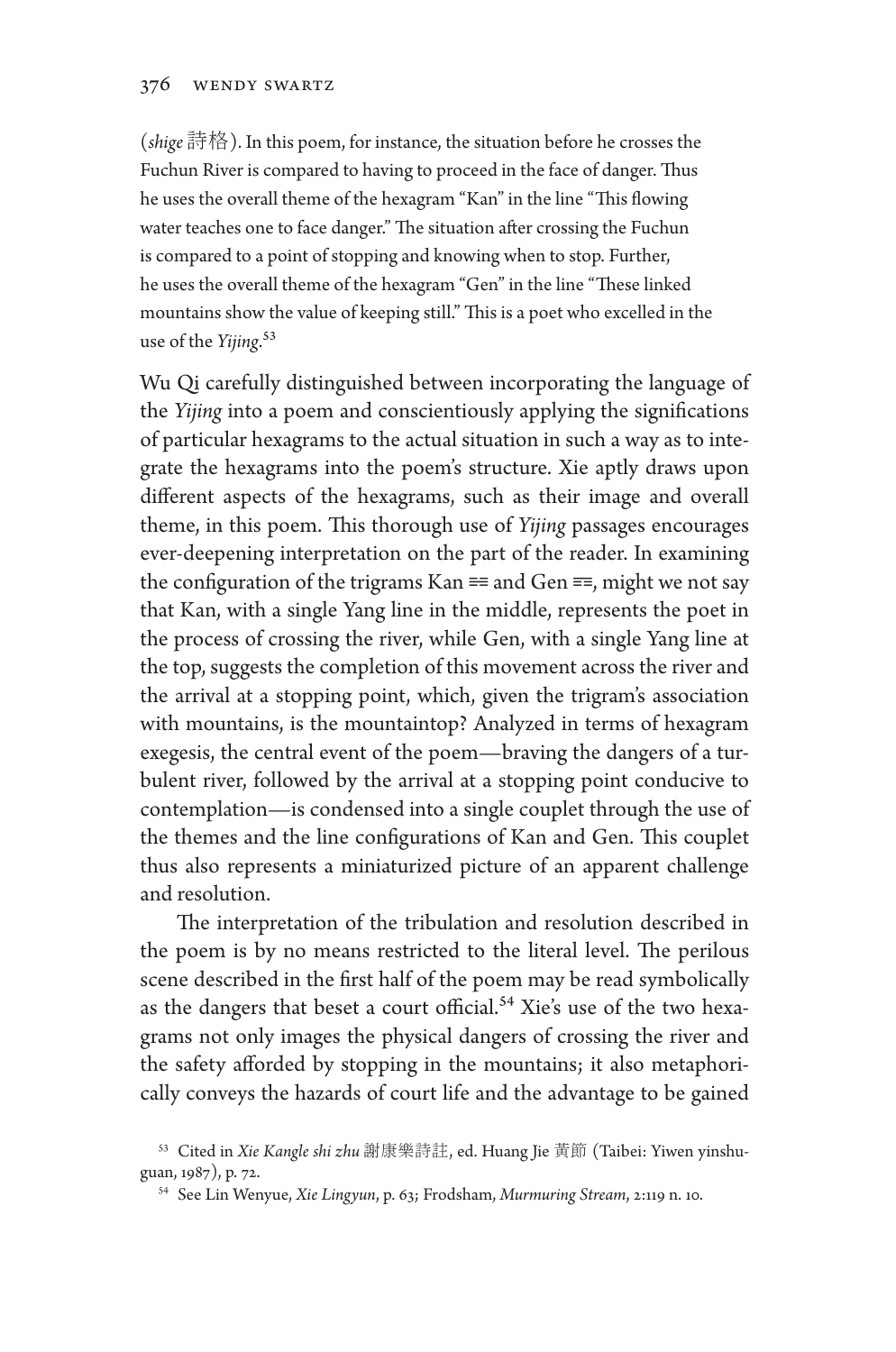(*shige* 詩格). In this poem, for instance, the situation before he crosses the Fuchun River is compared to having to proceed in the face of danger. Thus he uses the overall theme of the hexagram "Kan" in the line "This flowing water teaches one to face danger." The situation after crossing the Fuchun is compared to a point of stopping and knowing when to stop. Further, he uses the overall theme of the hexagram "Gen" in the line "These linked mountains show the value of keeping still." This is a poet who excelled in the use of the *Yijing*.[53]

Wu Qi carefully distinguished between incorporating the language of the *Yijing* into a poem and conscientiously applying the significations of particular hexagrams to the actual situation in such a way as to integrate the hexagrams into the poem's structure. Xie aptly draws upon different aspects of the hexagrams, such as their image and overall theme, in this poem. This thorough use of *Yijing* passages encourages ever-deepening interpretation on the part of the reader. In examining the configuration of the trigrams Kan ☵ and Gen ☶, might we not say that Kan, with a single Yang line in the middle, represents the poet in the process of crossing the river, while Gen, with a single Yang line at the top, suggests the completion of this movement across the river and the arrival at a stopping point, which, given the trigram's association with mountains, is the mountaintop? Analyzed in terms of hexagram exegesis, the central event of the poem—braving the dangers of a turbulent river, followed by the arrival at a stopping point conducive to contemplation—is condensed into a single couplet through the use of the themes and the line configurations of Kan and Gen. This couplet thus also represents a miniaturized picture of an apparent challenge and resolution.

The interpretation of the tribulation and resolution described in the poem is by no means restricted to the literal level. The perilous scene described in the first half of the poem may be read symbolically as the dangers that beset a court official.[54] Xie's use of the two hexagrams not only images the physical dangers of crossing the river and the safety afforded by stopping in the mountains; it also metaphorically conveys the hazards of court life and the advantage to be gained

[53] Cited in *Xie Kangle shi zhu* 謝康樂詩註, ed. Huang Jie 黃節 (Taibei: Yiwen yinshuguan, 1987), p. 72.

[54] See Lin Wenyue, *Xie Lingyun*, p. 63; Frodsham, *Murmuring Stream*, 2:119 n. 10.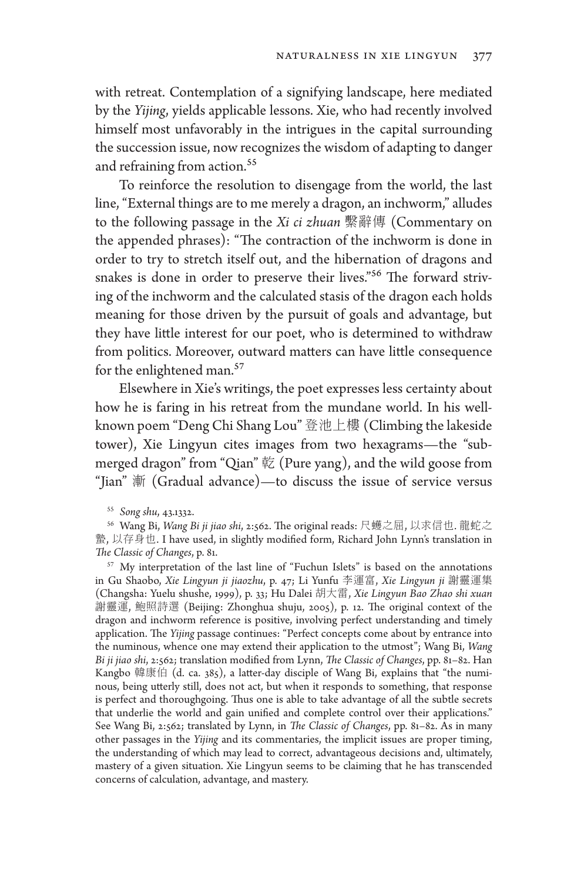with retreat. Contemplation of a signifying landscape, here mediated by the *Yijing*, yields applicable lessons. Xie, who had recently involved himself most unfavorably in the intrigues in the capital surrounding the succession issue, now recognizes the wisdom of adapting to danger and refraining from action.[55]

To reinforce the resolution to disengage from the world, the last line, "External things are to me merely a dragon, an inchworm," alludes to the following passage in the *Xi ci zhuan* 繫辭傳 (Commentary on the appended phrases): "The contraction of the inchworm is done in order to try to stretch itself out, and the hibernation of dragons and snakes is done in order to preserve their lives."[56] The forward striving of the inchworm and the calculated stasis of the dragon each holds meaning for those driven by the pursuit of goals and advantage, but they have little interest for our poet, who is determined to withdraw from politics. Moreover, outward matters can have little consequence for the enlightened man.[57]

Elsewhere in Xie's writings, the poet expresses less certainty about how he is faring in his retreat from the mundane world. In his well-known poem "Deng Chi Shang Lou" 登池上樓 (Climbing the lakeside tower), Xie Lingyun cites images from two hexagrams—the "submerged dragon" from "Qian" 乾 (Pure yang), and the wild goose from "Jian" 漸 (Gradual advance)—to discuss the issue of service versus

---

[55] *Song shu*, 43.1332.

[56] Wang Bi, *Wang Bi ji jiao shi*, 2:562. The original reads: 尺蠖之屈, 以求信也. 龍蛇之蟄, 以存身也. I have used, in slightly modified form, Richard John Lynn's translation in *The Classic of Changes*, p. 81.

[57] My interpretation of the last line of "Fuchun Islets" is based on the annotations in Gu Shaobo, *Xie Lingyun ji jiaozhu*, p. 47; Li Yunfu 李運富, *Xie Lingyun ji* 謝靈運集 (Changsha: Yuelu shushe, 1999), p. 33; Hu Dalei 胡大雷, *Xie Lingyun Bao Zhao shi xuan* 謝靈運, 鮑照詩選 (Beijing: Zhonghua shuju, 2005), p. 12. The original context of the dragon and inchworm reference is positive, involving perfect understanding and timely application. The *Yijing* passage continues: "Perfect concepts come about by entrance into the numinous, whence one may extend their application to the utmost"; Wang Bi, *Wang Bi ji jiao shi*, 2:562; translation modified from Lynn, *The Classic of Changes*, pp. 81–82. Han Kangbo 韓康伯 (d. ca. 385), a latter-day disciple of Wang Bi, explains that "the numinous, being utterly still, does not act, but when it responds to something, that response is perfect and thoroughgoing. Thus one is able to take advantage of all the subtle secrets that underlie the world and gain unified and complete control over their applications." See Wang Bi, 2:562; translated by Lynn, in *The Classic of Changes*, pp. 81–82. As in many other passages in the *Yijing* and its commentaries, the implicit issues are proper timing, the understanding of which may lead to correct, advantageous decisions and, ultimately, mastery of a given situation. Xie Lingyun seems to be claiming that he has transcended concerns of calculation, advantage, and mastery.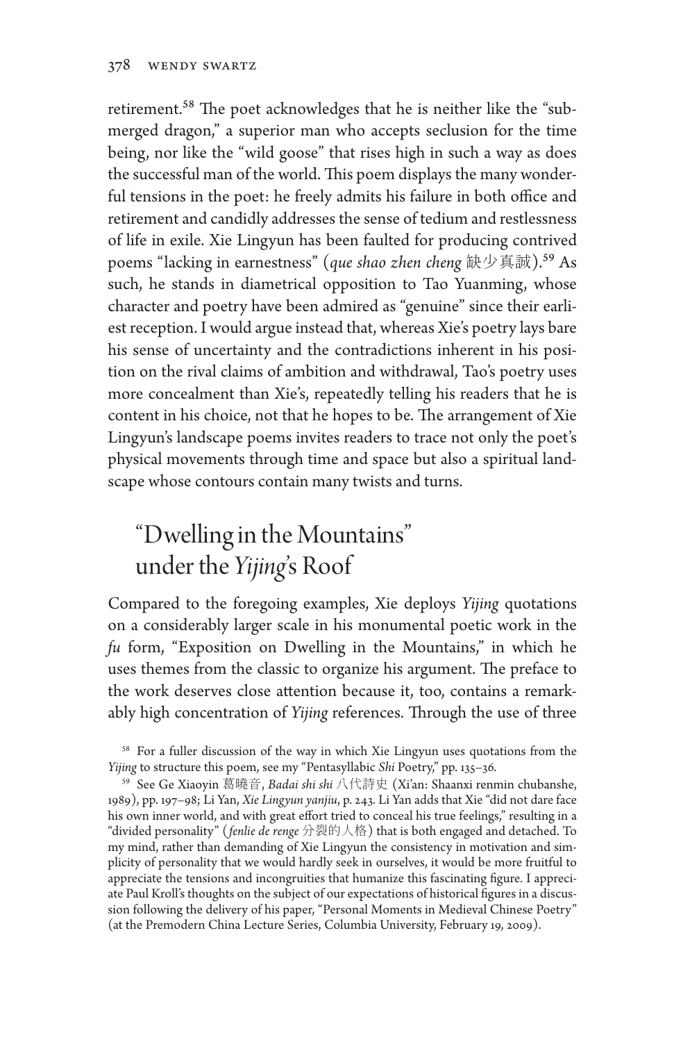retirement.[58] The poet acknowledges that he is neither like the "submerged dragon," a superior man who accepts seclusion for the time being, nor like the "wild goose" that rises high in such a way as does the successful man of the world. This poem displays the many wonderful tensions in the poet: he freely admits his failure in both office and retirement and candidly addresses the sense of tedium and restlessness of life in exile. Xie Lingyun has been faulted for producing contrived poems "lacking in earnestness" (*que shao zhen cheng* 缺少真誠).[59] As such, he stands in diametrical opposition to Tao Yuanming, whose character and poetry have been admired as "genuine" since their earliest reception. I would argue instead that, whereas Xie's poetry lays bare his sense of uncertainty and the contradictions inherent in his position on the rival claims of ambition and withdrawal, Tao's poetry uses more concealment than Xie's, repeatedly telling his readers that he is content in his choice, not that he hopes to be. The arrangement of Xie Lingyun's landscape poems invites readers to trace not only the poet's physical movements through time and space but also a spiritual landscape whose contours contain many twists and turns.

## "Dwelling in the Mountains" under the *Yijing*'s Roof

Compared to the foregoing examples, Xie deploys *Yijing* quotations on a considerably larger scale in his monumental poetic work in the *fu* form, "Exposition on Dwelling in the Mountains," in which he uses themes from the classic to organize his argument. The preface to the work deserves close attention because it, too, contains a remarkably high concentration of *Yijing* references. Through the use of three

[58] For a fuller discussion of the way in which Xie Lingyun uses quotations from the *Yijing* to structure this poem, see my "Pentasyllabic *Shi* Poetry," pp. 135–36.

[59] See Ge Xiaoyin 葛曉音, *Badai shi shi* 八代詩史 (Xi'an: Shaanxi renmin chubanshe, 1989), pp. 197–98; Li Yan, *Xie Lingyun yanjiu*, p. 243. Li Yan adds that Xie "did not dare face his own inner world, and with great effort tried to conceal his true feelings," resulting in a "divided personality" (*fenlie de renge* 分裂的人格) that is both engaged and detached. To my mind, rather than demanding of Xie Lingyun the consistency in motivation and simplicity of personality that we would hardly seek in ourselves, it would be more fruitful to appreciate the tensions and incongruities that humanize this fascinating figure. I appreciate Paul Kroll's thoughts on the subject of our expectations of historical figures in a discussion following the delivery of his paper, "Personal Moments in Medieval Chinese Poetry" (at the Premodern China Lecture Series, Columbia University, February 19, 2009).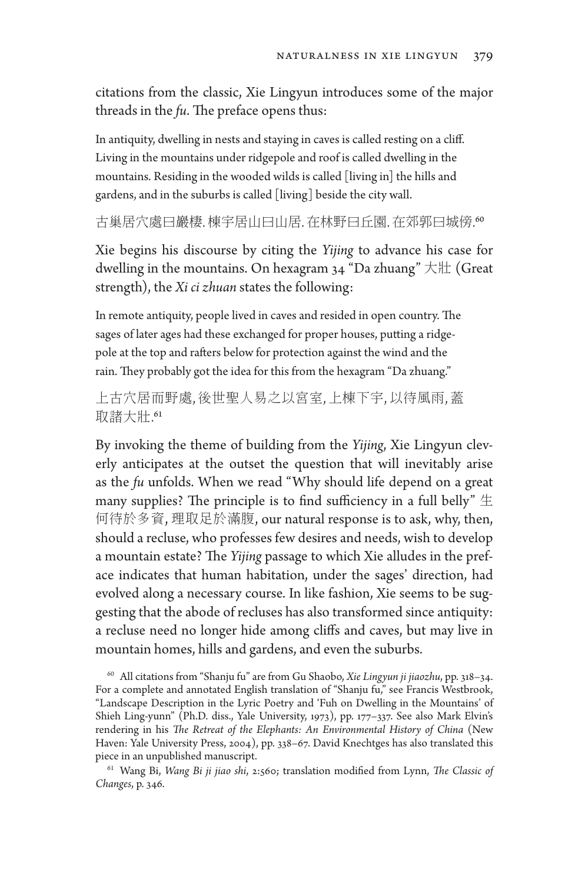citations from the classic, Xie Lingyun introduces some of the major threads in the *fu*. The preface opens thus:

> In antiquity, dwelling in nests and staying in caves is called resting on a cliff. Living in the mountains under ridgepole and roof is called dwelling in the mountains. Residing in the wooded wilds is called [living in] the hills and gardens, and in the suburbs is called [living] beside the city wall.
>
> 古巢居穴處曰巖棲. 棟宇居山曰山居. 在林野曰丘園. 在郊郭曰城傍.[60]

Xie begins his discourse by citing the *Yijing* to advance his case for dwelling in the mountains. On hexagram 34 "Da zhuang" 大壯 (Great strength), the *Xi ci zhuan* states the following:

> In remote antiquity, people lived in caves and resided in open country. The sages of later ages had these exchanged for proper houses, putting a ridgepole at the top and rafters below for protection against the wind and the rain. They probably got the idea for this from the hexagram "Da zhuang."
>
> 上古穴居而野處, 後世聖人易之以宮室, 上棟下宇, 以待風雨, 蓋取諸大壯.[61]

By invoking the theme of building from the *Yijing*, Xie Lingyun cleverly anticipates at the outset the question that will inevitably arise as the *fu* unfolds. When we read "Why should life depend on a great many supplies? The principle is to find sufficiency in a full belly" 生何待於多資, 理取足於滿腹, our natural response is to ask, why, then, should a recluse, who professes few desires and needs, wish to develop a mountain estate? The *Yijing* passage to which Xie alludes in the preface indicates that human habitation, under the sages' direction, had evolved along a necessary course. In like fashion, Xie seems to be suggesting that the abode of recluses has also transformed since antiquity: a recluse need no longer hide among cliffs and caves, but may live in mountain homes, hills and gardens, and even the suburbs.

[60] All citations from "Shanju fu" are from Gu Shaobo, *Xie Lingyun ji jiaozhu*, pp. 318–34. For a complete and annotated English translation of "Shanju fu," see Francis Westbrook, "Landscape Description in the Lyric Poetry and 'Fuh on Dwelling in the Mountains' of Shieh Ling-yunn" (Ph.D. diss., Yale University, 1973), pp. 177–337. See also Mark Elvin's rendering in his *The Retreat of the Elephants: An Environmental History of China* (New Haven: Yale University Press, 2004), pp. 338–67. David Knechtges has also translated this piece in an unpublished manuscript.

[61] Wang Bi, *Wang Bi ji jiao shi*, 2:560; translation modified from Lynn, *The Classic of Changes*, p. 346.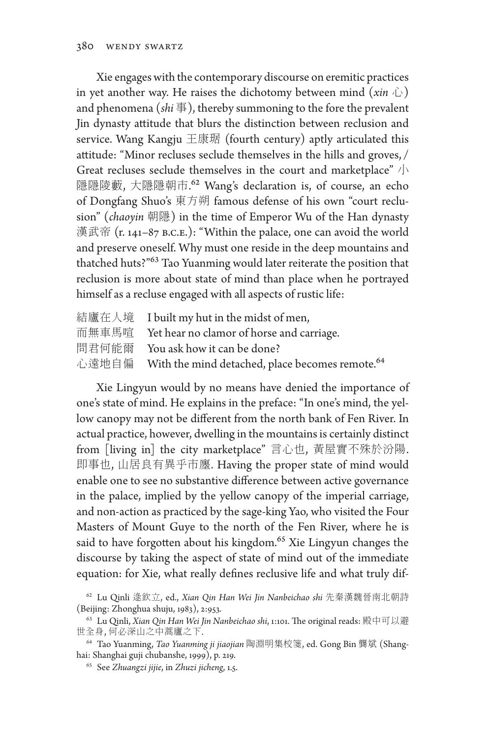Xie engages with the contemporary discourse on eremitic practices in yet another way. He raises the dichotomy between mind (*xin* 心) and phenomena (*shi* 事), thereby summoning to the fore the prevalent Jin dynasty attitude that blurs the distinction between reclusion and service. Wang Kangju 王康琚 (fourth century) aptly articulated this attitude: "Minor recluses seclude themselves in the hills and groves, / Great recluses seclude themselves in the court and marketplace" 小隱隱陵藪, 大隱隱朝市.[62] Wang's declaration is, of course, an echo of Dongfang Shuo's 東方朔 famous defense of his own "court reclusion" (*chaoyin* 朝隱) in the time of Emperor Wu of the Han dynasty 漢武帝 (r. 141–87 B.C.E.): "Within the palace, one can avoid the world and preserve oneself. Why must one reside in the deep mountains and thatched huts?"[63] Tao Yuanming would later reiterate the position that reclusion is more about state of mind than place when he portrayed himself as a recluse engaged with all aspects of rustic life:

結廬在人境　I built my hut in the midst of men,
而無車馬喧　Yet hear no clamor of horse and carriage.
問君何能爾　You ask how it can be done?
心遠地自偏　With the mind detached, place becomes remote.[64]

Xie Lingyun would by no means have denied the importance of one's state of mind. He explains in the preface: "In one's mind, the yellow canopy may not be different from the north bank of Fen River. In actual practice, however, dwelling in the mountains is certainly distinct from [living in] the city marketplace" 言心也, 黃屋實不殊於汾陽. 即事也, 山居良有異乎市廛. Having the proper state of mind would enable one to see no substantive difference between active governance in the palace, implied by the yellow canopy of the imperial carriage, and non-action as practiced by the sage-king Yao, who visited the Four Masters of Mount Guye to the north of the Fen River, where he is said to have forgotten about his kingdom.[65] Xie Lingyun changes the discourse by taking the aspect of state of mind out of the immediate equation: for Xie, what really defines reclusive life and what truly dif-

[62] Lu Qinli 逯欽立, ed., *Xian Qin Han Wei Jin Nanbeichao shi* 先秦漢魏晉南北朝詩 (Beijing: Zhonghua shuju, 1983), 2:953.

[63] Lu Qinli, *Xian Qin Han Wei Jin Nanbeichao shi*, 1:101. The original reads: 殿中可以避世全身, 何必深山之中蒿廬之下.

[64] Tao Yuanming, *Tao Yuanming ji jiaojian* 陶淵明集校箋, ed. Gong Bin 龔斌 (Shanghai: Shanghai guji chubanshe, 1999), p. 219.

[65] See *Zhuangzi jijie*, in *Zhuzi jicheng*, 1.5.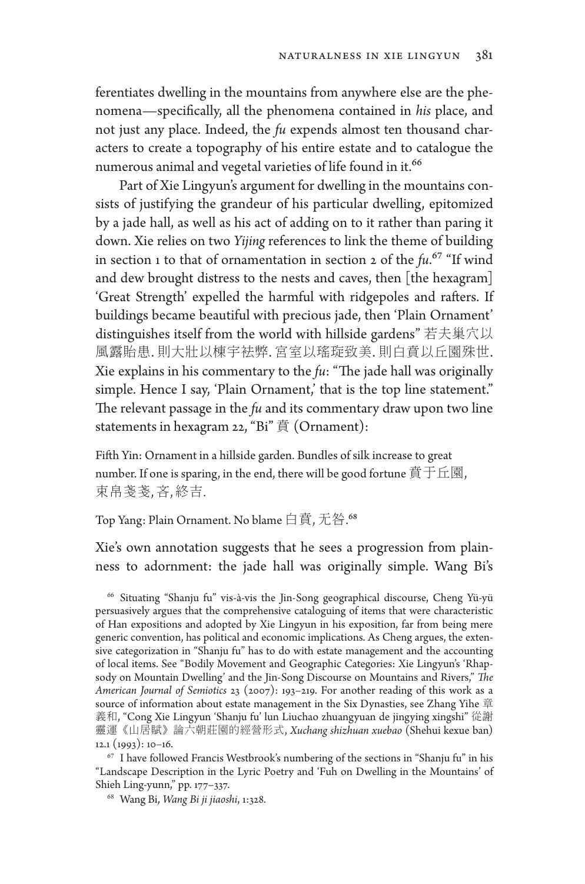ferentiates dwelling in the mountains from anywhere else are the phenomena—specifically, all the phenomena contained in *his* place, and not just any place. Indeed, the *fu* expends almost ten thousand characters to create a topography of his entire estate and to catalogue the numerous animal and vegetal varieties of life found in it.[66]

Part of Xie Lingyun's argument for dwelling in the mountains consists of justifying the grandeur of his particular dwelling, epitomized by a jade hall, as well as his act of adding on to it rather than paring it down. Xie relies on two *Yijing* references to link the theme of building in section 1 to that of ornamentation in section 2 of the *fu*.[67] "If wind and dew brought distress to the nests and caves, then [the hexagram] 'Great Strength' expelled the harmful with ridgepoles and rafters. If buildings became beautiful with precious jade, then 'Plain Ornament' distinguishes itself from the world with hillside gardens" 若夫巢穴以風露貽患. 則大壯以棟宇袪弊. 宮室以瑤琁致美. 則白賁以丘園殊世. Xie explains in his commentary to the *fu*: "The jade hall was originally simple. Hence I say, 'Plain Ornament,' that is the top line statement." The relevant passage in the *fu* and its commentary draw upon two line statements in hexagram 22, "Bi" 賁 (Ornament):

> Fifth Yin: Ornament in a hillside garden. Bundles of silk increase to great number. If one is sparing, in the end, there will be good fortune 賁于丘園, 束帛戔戔, 吝, 終吉.
>
> Top Yang: Plain Ornament. No blame 白賁, 无咎.[68]

Xie's own annotation suggests that he sees a progression from plainness to adornment: the jade hall was originally simple. Wang Bi's

[66] Situating "Shanju fu" vis-à-vis the Jin-Song geographical discourse, Cheng Yü-yü persuasively argues that the comprehensive cataloguing of items that were characteristic of Han expositions and adopted by Xie Lingyun in his exposition, far from being mere generic convention, has political and economic implications. As Cheng argues, the extensive categorization in "Shanju fu" has to do with estate management and the accounting of local items. See "Bodily Movement and Geographic Categories: Xie Lingyun's 'Rhapsody on Mountain Dwelling' and the Jin-Song Discourse on Mountains and Rivers," *The American Journal of Semiotics* 23 (2007): 193–219. For another reading of this work as a source of information about estate management in the Six Dynasties, see Zhang Yihe 章義和, "Cong Xie Lingyun 'Shanju fu' lun Liuchao zhuangyuan de jingying xingshi" 從謝靈運《山居賦》論六朝莊園的經營形式, *Xuchang shizhuan xuebao* (Shehui kexue ban) 12.1 (1993): 10–16.

[67] I have followed Francis Westbrook's numbering of the sections in "Shanju fu" in his "Landscape Description in the Lyric Poetry and 'Fuh on Dwelling in the Mountains' of Shieh Ling-yunn," pp. 177–337.

[68] Wang Bi, *Wang Bi ji jiaoshi*, 1:328.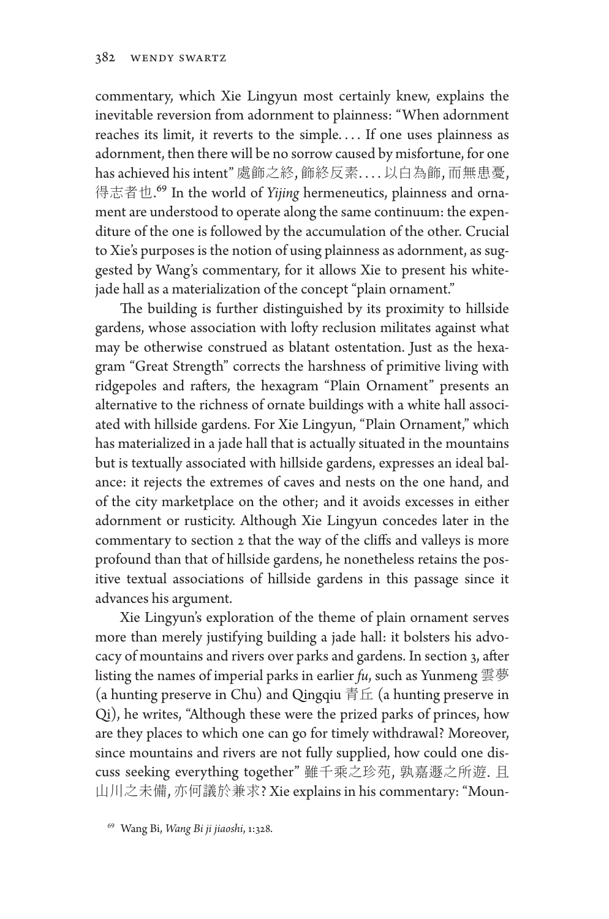commentary, which Xie Lingyun most certainly knew, explains the inevitable reversion from adornment to plainness: "When adornment reaches its limit, it reverts to the simple. . . . If one uses plainness as adornment, then there will be no sorrow caused by misfortune, for one has achieved his intent" 處飾之終, 飾終反素. . . . 以白為飾, 而無患憂, 得志者也.[69] In the world of *Yijing* hermeneutics, plainness and ornament are understood to operate along the same continuum: the expenditure of the one is followed by the accumulation of the other. Crucial to Xie's purposes is the notion of using plainness as adornment, as suggested by Wang's commentary, for it allows Xie to present his white-jade hall as a materialization of the concept "plain ornament."

The building is further distinguished by its proximity to hillside gardens, whose association with lofty reclusion militates against what may be otherwise construed as blatant ostentation. Just as the hexagram "Great Strength" corrects the harshness of primitive living with ridgepoles and rafters, the hexagram "Plain Ornament" presents an alternative to the richness of ornate buildings with a white hall associated with hillside gardens. For Xie Lingyun, "Plain Ornament," which has materialized in a jade hall that is actually situated in the mountains but is textually associated with hillside gardens, expresses an ideal balance: it rejects the extremes of caves and nests on the one hand, and of the city marketplace on the other; and it avoids excesses in either adornment or rusticity. Although Xie Lingyun concedes later in the commentary to section 2 that the way of the cliffs and valleys is more profound than that of hillside gardens, he nonetheless retains the positive textual associations of hillside gardens in this passage since it advances his argument.

Xie Lingyun's exploration of the theme of plain ornament serves more than merely justifying building a jade hall: it bolsters his advocacy of mountains and rivers over parks and gardens. In section 3, after listing the names of imperial parks in earlier *fu*, such as Yunmeng 雲夢 (a hunting preserve in Chu) and Qingqiu 青丘 (a hunting preserve in Qi), he writes, "Although these were the prized parks of princes, how are they places to which one can go for timely withdrawal? Moreover, since mountains and rivers are not fully supplied, how could one discuss seeking everything together" 雖千乘之珍苑, 孰嘉遯之所遊. 且山川之未備, 亦何議於兼求? Xie explains in his commentary: "Moun-

[69] Wang Bi, *Wang Bi ji jiaoshi*, 1:328.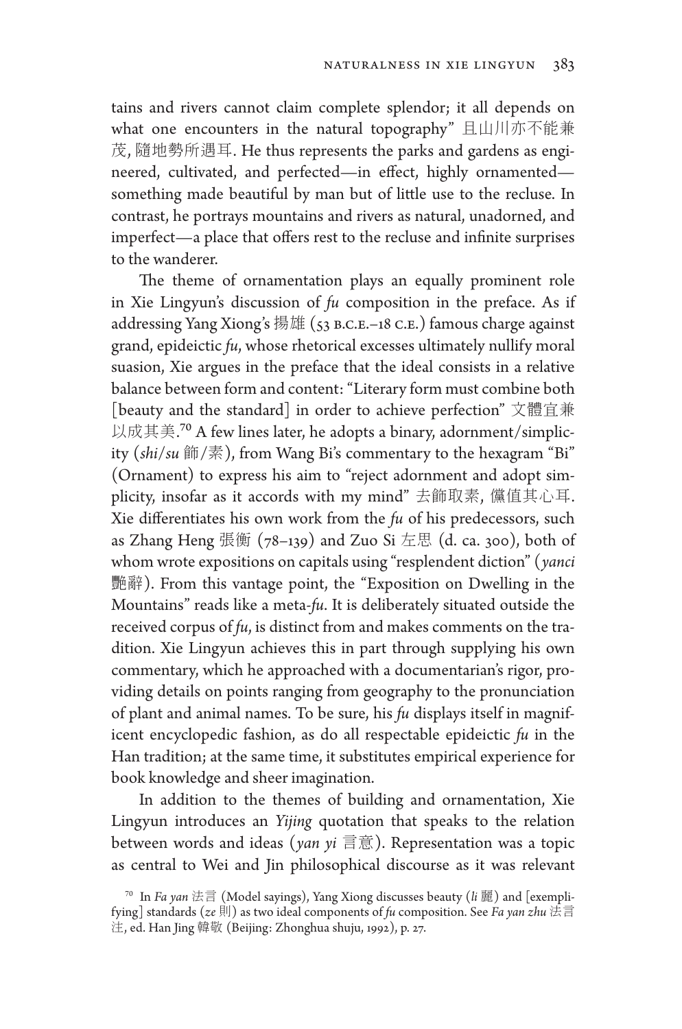tains and rivers cannot claim complete splendor; it all depends on what one encounters in the natural topography" 且山川亦不能兼茂, 隨地勢所遇耳. He thus represents the parks and gardens as engineered, cultivated, and perfected—in effect, highly ornamented—something made beautiful by man but of little use to the recluse. In contrast, he portrays mountains and rivers as natural, unadorned, and imperfect—a place that offers rest to the recluse and infinite surprises to the wanderer.

The theme of ornamentation plays an equally prominent role in Xie Lingyun's discussion of *fu* composition in the preface. As if addressing Yang Xiong's 揚雄 (53 B.C.E.–18 C.E.) famous charge against grand, epideictic *fu*, whose rhetorical excesses ultimately nullify moral suasion, Xie argues in the preface that the ideal consists in a relative balance between form and content: "Literary form must combine both [beauty and the standard] in order to achieve perfection" 文體宜兼以成其美.[70] A few lines later, he adopts a binary, adornment/simplicity (*shi*/*su* 飾/素), from Wang Bi's commentary to the hexagram "Bi" (Ornament) to express his aim to "reject adornment and adopt simplicity, insofar as it accords with my mind" 去飾取素, 儻值其心耳. Xie differentiates his own work from the *fu* of his predecessors, such as Zhang Heng 張衡 (78–139) and Zuo Si 左思 (d. ca. 300), both of whom wrote expositions on capitals using "resplendent diction" (*yanci* 艷辭). From this vantage point, the "Exposition on Dwelling in the Mountains" reads like a meta-*fu*. It is deliberately situated outside the received corpus of *fu*, is distinct from and makes comments on the tradition. Xie Lingyun achieves this in part through supplying his own commentary, which he approached with a documentarian's rigor, providing details on points ranging from geography to the pronunciation of plant and animal names. To be sure, his *fu* displays itself in magnificent encyclopedic fashion, as do all respectable epideictic *fu* in the Han tradition; at the same time, it substitutes empirical experience for book knowledge and sheer imagination.

In addition to the themes of building and ornamentation, Xie Lingyun introduces an *Yijing* quotation that speaks to the relation between words and ideas (*yan yi* 言意). Representation was a topic as central to Wei and Jin philosophical discourse as it was relevant

[70] In *Fa yan* 法言 (Model sayings), Yang Xiong discusses beauty (*li* 麗) and [exemplifying] standards (*ze* 則) as two ideal components of *fu* composition. See *Fa yan zhu* 法言注, ed. Han Jing 韓敬 (Beijing: Zhonghua shuju, 1992), p. 27.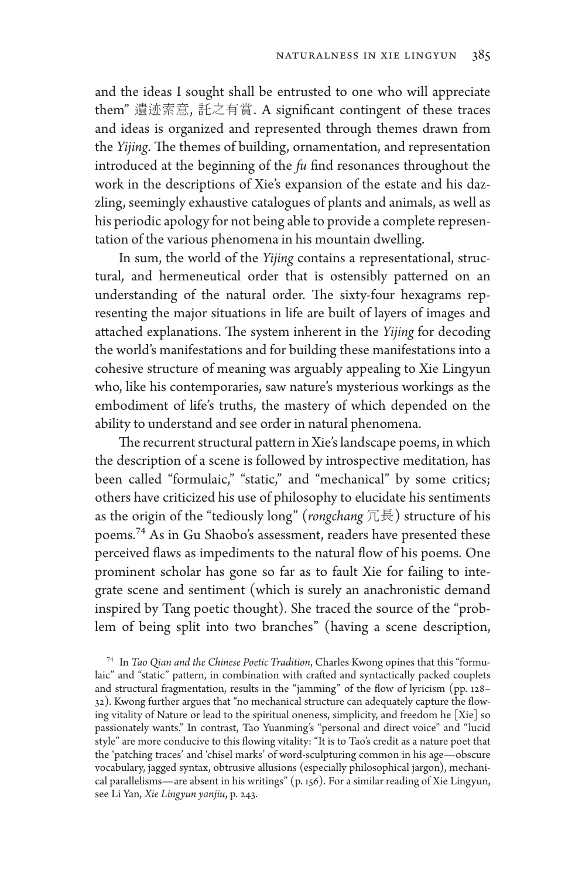and the ideas I sought shall be entrusted to one who will appreciate them" 遺迹索意, 託之有賞. A significant contingent of these traces and ideas is organized and represented through themes drawn from the *Yijing*. The themes of building, ornamentation, and representation introduced at the beginning of the *fu* find resonances throughout the work in the descriptions of Xie's expansion of the estate and his dazzling, seemingly exhaustive catalogues of plants and animals, as well as his periodic apology for not being able to provide a complete representation of the various phenomena in his mountain dwelling.

In sum, the world of the *Yijing* contains a representational, structural, and hermeneutical order that is ostensibly patterned on an understanding of the natural order. The sixty-four hexagrams representing the major situations in life are built of layers of images and attached explanations. The system inherent in the *Yijing* for decoding the world's manifestations and for building these manifestations into a cohesive structure of meaning was arguably appealing to Xie Lingyun who, like his contemporaries, saw nature's mysterious workings as the embodiment of life's truths, the mastery of which depended on the ability to understand and see order in natural phenomena.

The recurrent structural pattern in Xie's landscape poems, in which the description of a scene is followed by introspective meditation, has been called "formulaic," "static," and "mechanical" by some critics; others have criticized his use of philosophy to elucidate his sentiments as the origin of the "tediously long" (*rongchang* 冗長) structure of his poems.[74] As in Gu Shaobo's assessment, readers have presented these perceived flaws as impediments to the natural flow of his poems. One prominent scholar has gone so far as to fault Xie for failing to integrate scene and sentiment (which is surely an anachronistic demand inspired by Tang poetic thought). She traced the source of the "problem of being split into two branches" (having a scene description,

[74] In *Tao Qian and the Chinese Poetic Tradition*, Charles Kwong opines that this "formulaic" and "static" pattern, in combination with crafted and syntactically packed couplets and structural fragmentation, results in the "jamming" of the flow of lyricism (pp. 128–32). Kwong further argues that "no mechanical structure can adequately capture the flowing vitality of Nature or lead to the spiritual oneness, simplicity, and freedom he [Xie] so passionately wants." In contrast, Tao Yuanming's "personal and direct voice" and "lucid style" are more conducive to this flowing vitality: "It is to Tao's credit as a nature poet that the 'patching traces' and 'chisel marks' of word-sculpturing common in his age—obscure vocabulary, jagged syntax, obtrusive allusions (especially philosophical jargon), mechanical parallelisms—are absent in his writings" (p. 156). For a similar reading of Xie Lingyun, see Li Yan, *Xie Lingyun yanjiu*, p. 243.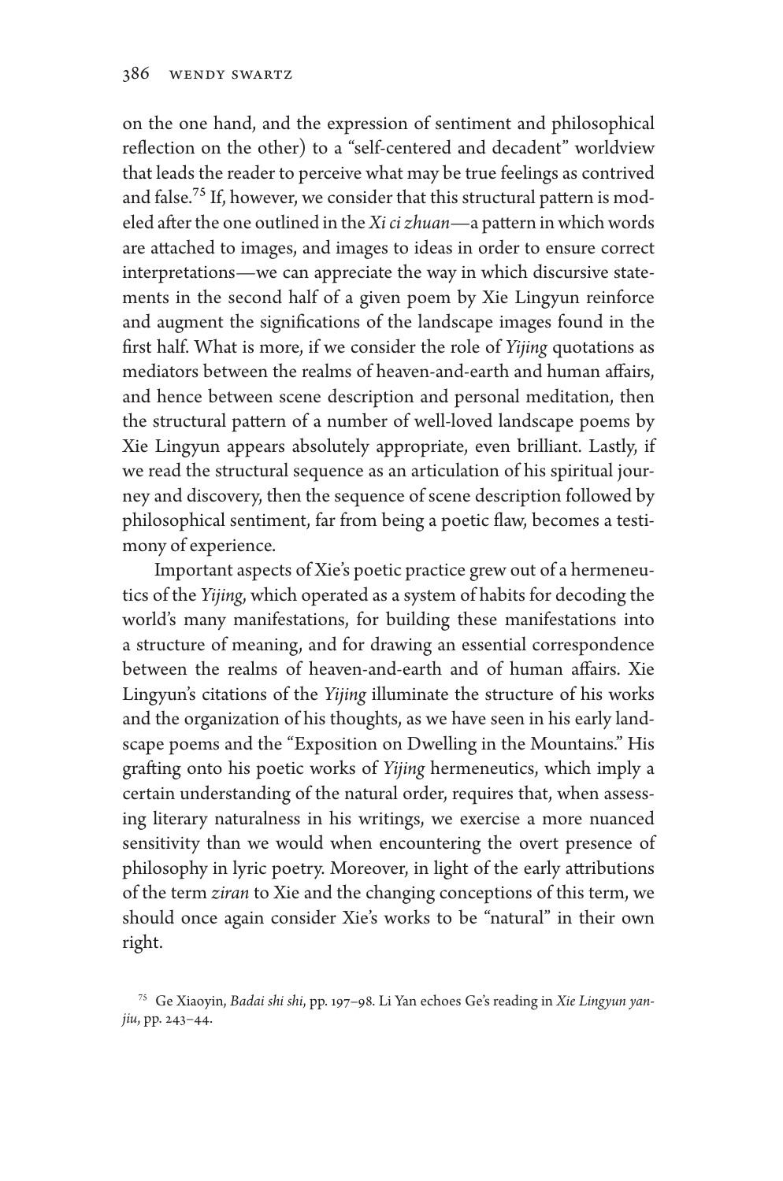on the one hand, and the expression of sentiment and philosophical reflection on the other) to a "self-centered and decadent" worldview that leads the reader to perceive what may be true feelings as contrived and false.[75] If, however, we consider that this structural pattern is modeled after the one outlined in the *Xi ci zhuan*—a pattern in which words are attached to images, and images to ideas in order to ensure correct interpretations—we can appreciate the way in which discursive statements in the second half of a given poem by Xie Lingyun reinforce and augment the significations of the landscape images found in the first half. What is more, if we consider the role of *Yijing* quotations as mediators between the realms of heaven-and-earth and human affairs, and hence between scene description and personal meditation, then the structural pattern of a number of well-loved landscape poems by Xie Lingyun appears absolutely appropriate, even brilliant. Lastly, if we read the structural sequence as an articulation of his spiritual journey and discovery, then the sequence of scene description followed by philosophical sentiment, far from being a poetic flaw, becomes a testimony of experience.

Important aspects of Xie's poetic practice grew out of a hermeneutics of the *Yijing*, which operated as a system of habits for decoding the world's many manifestations, for building these manifestations into a structure of meaning, and for drawing an essential correspondence between the realms of heaven-and-earth and of human affairs. Xie Lingyun's citations of the *Yijing* illuminate the structure of his works and the organization of his thoughts, as we have seen in his early landscape poems and the "Exposition on Dwelling in the Mountains." His grafting onto his poetic works of *Yijing* hermeneutics, which imply a certain understanding of the natural order, requires that, when assessing literary naturalness in his writings, we exercise a more nuanced sensitivity than we would when encountering the overt presence of philosophy in lyric poetry. Moreover, in light of the early attributions of the term *ziran* to Xie and the changing conceptions of this term, we should once again consider Xie's works to be "natural" in their own right.

[75] Ge Xiaoyin, *Badai shi shi*, pp. 197–98. Li Yan echoes Ge's reading in *Xie Lingyun yanjiu*, pp. 243–44.